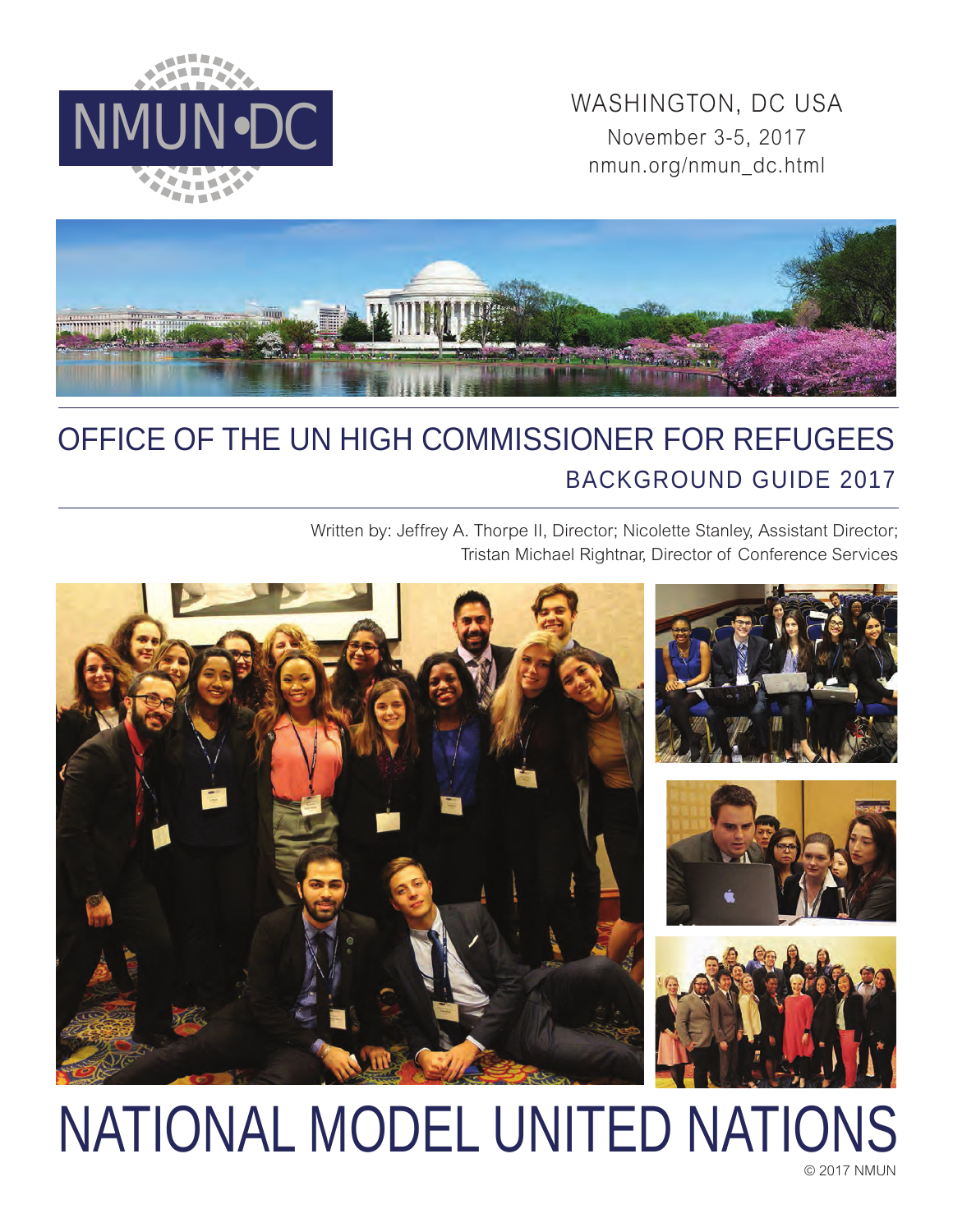NMUN•DC

WASHINGTON, DC USA

November 3-5, 2017

nmun.org/nmun_dc.html

# OFFICE OF THE UN HIGH COMMISSIONER FOR REFUGEES

## BACKGROUND GUIDE 2017

Written by: Jeffrey A. Thorpe II, Director; Nicolette Stanley, Assistant Director; Tristan Michael Rightnar, Director of Conference Services

# NATIONAL MODEL UNITED NATIONS

© 2017 NMUN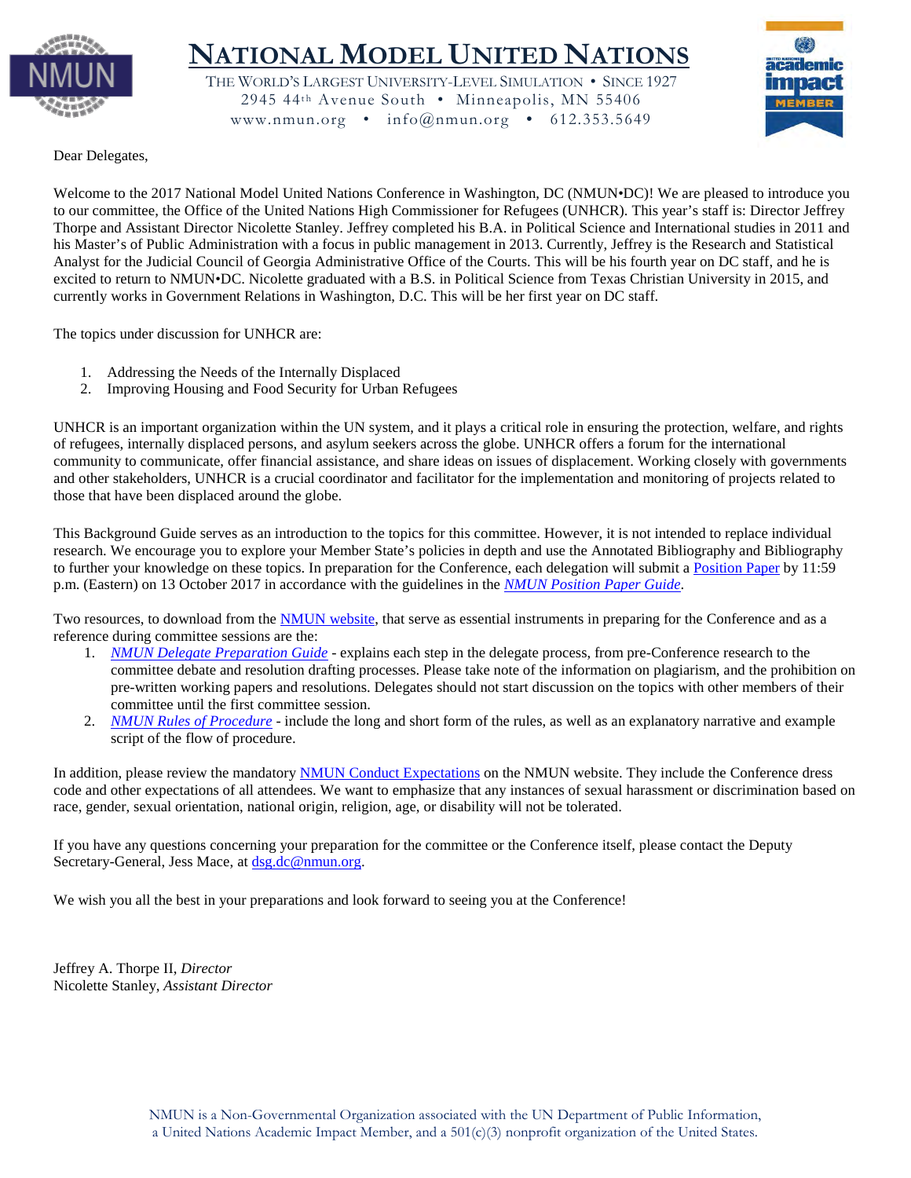# NATIONAL MODEL UNITED NATIONS

THE WORLD'S LARGEST UNIVERSITY-LEVEL SIMULATION • SINCE 1927
2945 44th Avenue South • Minneapolis, MN 55406
www.nmun.org • info@nmun.org • 612.353.5649

Dear Delegates,

Welcome to the 2017 National Model United Nations Conference in Washington, DC (NMUN•DC)! We are pleased to introduce you to our committee, the Office of the United Nations High Commissioner for Refugees (UNHCR). This year's staff is: Director Jeffrey Thorpe and Assistant Director Nicolette Stanley. Jeffrey completed his B.A. in Political Science and International studies in 2011 and his Master's of Public Administration with a focus in public management in 2013. Currently, Jeffrey is the Research and Statistical Analyst for the Judicial Council of Georgia Administrative Office of the Courts. This will be his fourth year on DC staff, and he is excited to return to NMUN•DC. Nicolette graduated with a B.S. in Political Science from Texas Christian University in 2015, and currently works in Government Relations in Washington, D.C. This will be her first year on DC staff.

The topics under discussion for UNHCR are:

1. Addressing the Needs of the Internally Displaced
2. Improving Housing and Food Security for Urban Refugees

UNHCR is an important organization within the UN system, and it plays a critical role in ensuring the protection, welfare, and rights of refugees, internally displaced persons, and asylum seekers across the globe. UNHCR offers a forum for the international community to communicate, offer financial assistance, and share ideas on issues of displacement. Working closely with governments and other stakeholders, UNHCR is a crucial coordinator and facilitator for the implementation and monitoring of projects related to those that have been displaced around the globe.

This Background Guide serves as an introduction to the topics for this committee. However, it is not intended to replace individual research. We encourage you to explore your Member State's policies in depth and use the Annotated Bibliography and Bibliography to further your knowledge on these topics. In preparation for the Conference, each delegation will submit a Position Paper by 11:59 p.m. (Eastern) on 13 October 2017 in accordance with the guidelines in the *NMUN Position Paper Guide*.

Two resources, to download from the NMUN website, that serve as essential instruments in preparing for the Conference and as a reference during committee sessions are the:

1. *NMUN Delegate Preparation Guide* - explains each step in the delegate process, from pre-Conference research to the committee debate and resolution drafting processes. Please take note of the information on plagiarism, and the prohibition on pre-written working papers and resolutions. Delegates should not start discussion on the topics with other members of their committee until the first committee session.
2. *NMUN Rules of Procedure* - include the long and short form of the rules, as well as an explanatory narrative and example script of the flow of procedure.

In addition, please review the mandatory NMUN Conduct Expectations on the NMUN website. They include the Conference dress code and other expectations of all attendees. We want to emphasize that any instances of sexual harassment or discrimination based on race, gender, sexual orientation, national origin, religion, age, or disability will not be tolerated.

If you have any questions concerning your preparation for the committee or the Conference itself, please contact the Deputy Secretary-General, Jess Mace, at dsg.dc@nmun.org.

We wish you all the best in your preparations and look forward to seeing you at the Conference!

Jeffrey A. Thorpe II, *Director*
Nicolette Stanley, *Assistant Director*

NMUN is a Non-Governmental Organization associated with the UN Department of Public Information, a United Nations Academic Impact Member, and a 501(c)(3) nonprofit organization of the United States.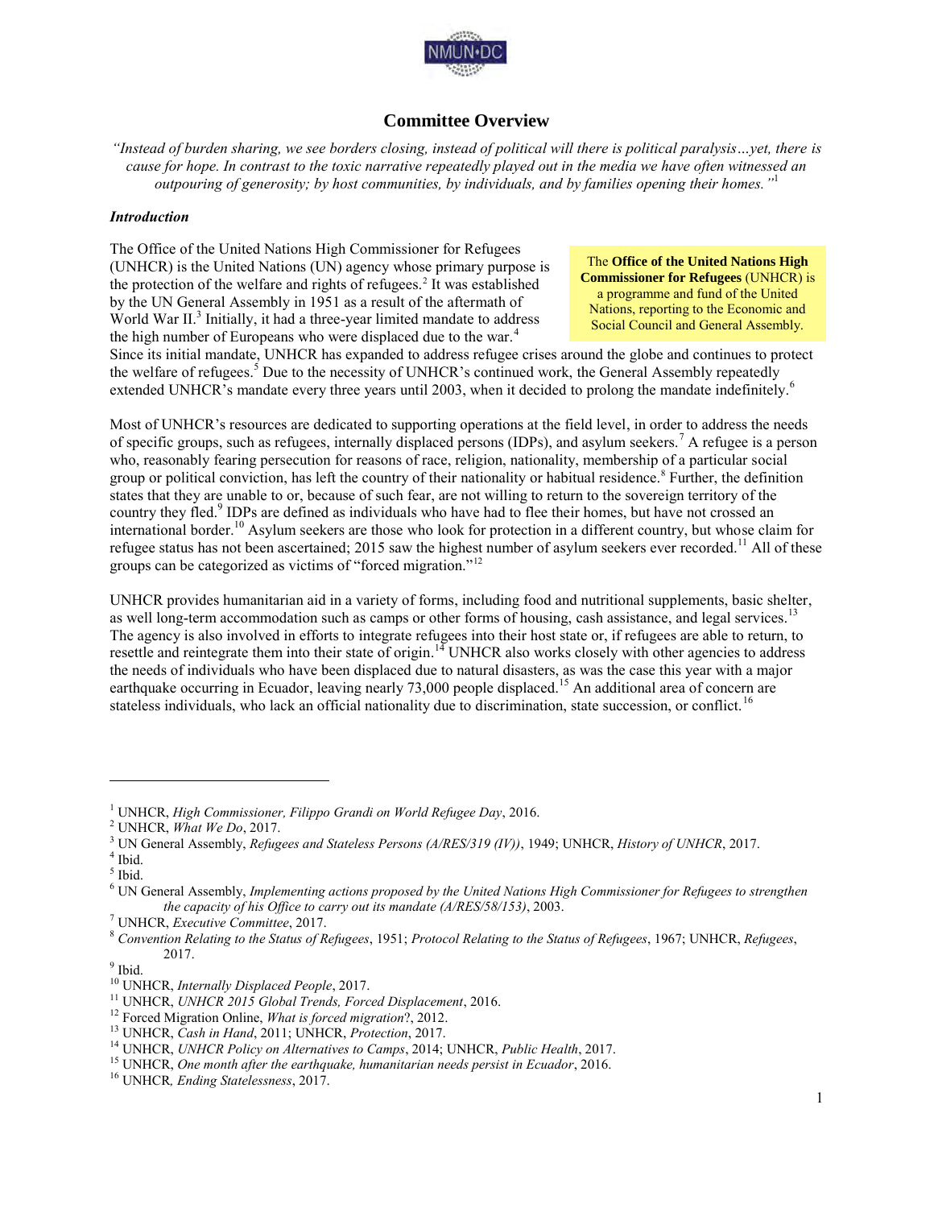# Committee Overview

*"Instead of burden sharing, we see borders closing, instead of political will there is political paralysis…yet, there is cause for hope. In contrast to the toxic narrative repeatedly played out in the media we have often witnessed an outpouring of generosity; by host communities, by individuals, and by families opening their homes."*[1]

### *Introduction*

> The **Office of the United Nations High Commissioner for Refugees** (UNHCR) is a programme and fund of the United Nations, reporting to the Economic and Social Council and General Assembly.

The Office of the United Nations High Commissioner for Refugees (UNHCR) is the United Nations (UN) agency whose primary purpose is the protection of the welfare and rights of refugees.[2] It was established by the UN General Assembly in 1951 as a result of the aftermath of World War II.[3] Initially, it had a three-year limited mandate to address the high number of Europeans who were displaced due to the war.[4] Since its initial mandate, UNHCR has expanded to address refugee crises around the globe and continues to protect the welfare of refugees.[5] Due to the necessity of UNHCR's continued work, the General Assembly repeatedly extended UNHCR's mandate every three years until 2003, when it decided to prolong the mandate indefinitely.[6]

Most of UNHCR's resources are dedicated to supporting operations at the field level, in order to address the needs of specific groups, such as refugees, internally displaced persons (IDPs), and asylum seekers.[7] A refugee is a person who, reasonably fearing persecution for reasons of race, religion, nationality, membership of a particular social group or political conviction, has left the country of their nationality or habitual residence.[8] Further, the definition states that they are unable to or, because of such fear, are not willing to return to the sovereign territory of the country they fled.[9] IDPs are defined as individuals who have had to flee their homes, but have not crossed an international border.[10] Asylum seekers are those who look for protection in a different country, but whose claim for refugee status has not been ascertained; 2015 saw the highest number of asylum seekers ever recorded.[11] All of these groups can be categorized as victims of "forced migration."[12]

UNHCR provides humanitarian aid in a variety of forms, including food and nutritional supplements, basic shelter, as well long-term accommodation such as camps or other forms of housing, cash assistance, and legal services.[13] The agency is also involved in efforts to integrate refugees into their host state or, if refugees are able to return, to resettle and reintegrate them into their state of origin.[14] UNHCR also works closely with other agencies to address the needs of individuals who have been displaced due to natural disasters, as was the case this year with a major earthquake occurring in Ecuador, leaving nearly 73,000 people displaced.[15] An additional area of concern are stateless individuals, who lack an official nationality due to discrimination, state succession, or conflict.[16]

---

[1] UNHCR, *High Commissioner, Filippo Grandi on World Refugee Day*, 2016.
[2] UNHCR, *What We Do*, 2017.
[3] UN General Assembly, *Refugees and Stateless Persons (A/RES/319 (IV))*, 1949; UNHCR, *History of UNHCR*, 2017.
[4] Ibid.
[5] Ibid.
[6] UN General Assembly, *Implementing actions proposed by the United Nations High Commissioner for Refugees to strengthen the capacity of his Office to carry out its mandate (A/RES/58/153)*, 2003.
[7] UNHCR, *Executive Committee*, 2017.
[8] *Convention Relating to the Status of Refugees*, 1951; *Protocol Relating to the Status of Refugees*, 1967; UNHCR, *Refugees*, 2017.
[9] Ibid.
[10] UNHCR, *Internally Displaced People*, 2017.
[11] UNHCR, *UNHCR 2015 Global Trends, Forced Displacement*, 2016.
[12] Forced Migration Online, *What is forced migration*?, 2012.
[13] UNHCR, *Cash in Hand*, 2011; UNHCR, *Protection*, 2017.
[14] UNHCR, *UNHCR Policy on Alternatives to Camps*, 2014; UNHCR, *Public Health*, 2017.
[15] UNHCR, *One month after the earthquake, humanitarian needs persist in Ecuador*, 2016.
[16] UNHCR, *Ending Statelessness*, 2017.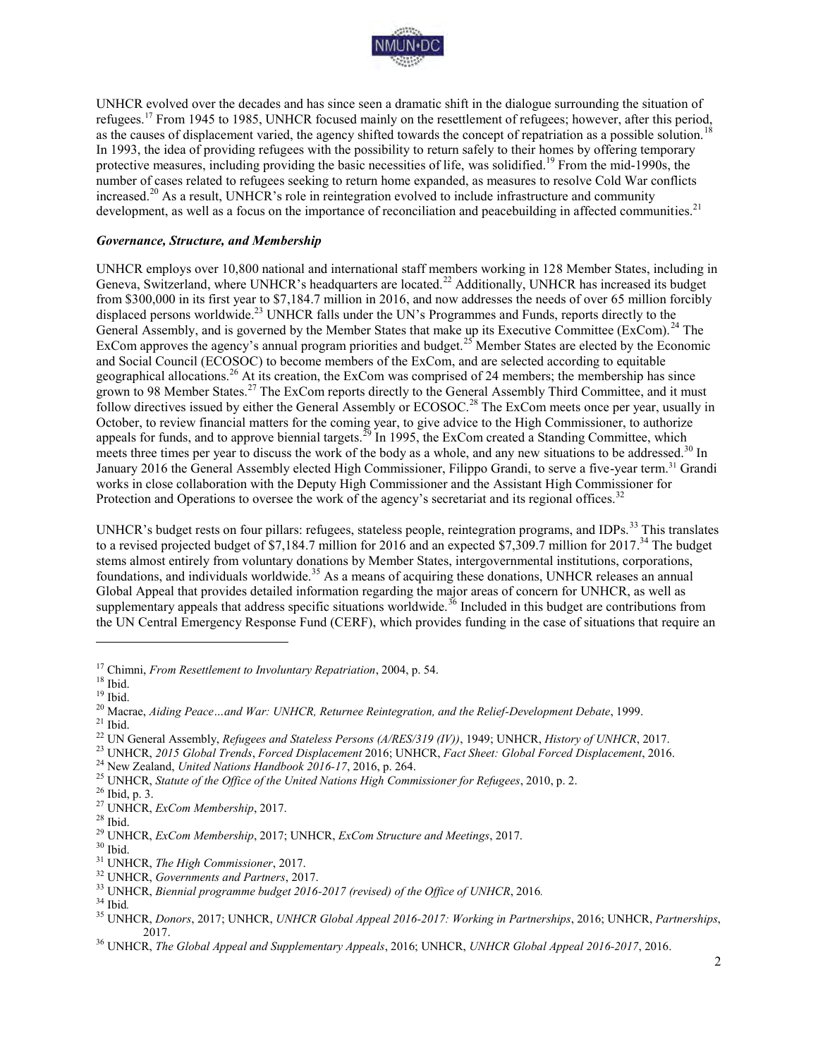UNHCR evolved over the decades and has since seen a dramatic shift in the dialogue surrounding the situation of refugees.[17] From 1945 to 1985, UNHCR focused mainly on the resettlement of refugees; however, after this period, as the causes of displacement varied, the agency shifted towards the concept of repatriation as a possible solution.[18] In 1993, the idea of providing refugees with the possibility to return safely to their homes by offering temporary protective measures, including providing the basic necessities of life, was solidified.[19] From the mid-1990s, the number of cases related to refugees seeking to return home expanded, as measures to resolve Cold War conflicts increased.[20] As a result, UNHCR's role in reintegration evolved to include infrastructure and community development, as well as a focus on the importance of reconciliation and peacebuilding in affected communities.[21]

### *Governance, Structure, and Membership*

UNHCR employs over 10,800 national and international staff members working in 128 Member States, including in Geneva, Switzerland, where UNHCR's headquarters are located.[22] Additionally, UNHCR has increased its budget from $300,000 in its first year to $7,184.7 million in 2016, and now addresses the needs of over 65 million forcibly displaced persons worldwide.[23] UNHCR falls under the UN's Programmes and Funds, reports directly to the General Assembly, and is governed by the Member States that make up its Executive Committee (ExCom).[24] The ExCom approves the agency's annual program priorities and budget.[25] Member States are elected by the Economic and Social Council (ECOSOC) to become members of the ExCom, and are selected according to equitable geographical allocations.[26] At its creation, the ExCom was comprised of 24 members; the membership has since grown to 98 Member States.[27] The ExCom reports directly to the General Assembly Third Committee, and it must follow directives issued by either the General Assembly or ECOSOC.[28] The ExCom meets once per year, usually in October, to review financial matters for the coming year, to give advice to the High Commissioner, to authorize appeals for funds, and to approve biennial targets.[29] In 1995, the ExCom created a Standing Committee, which meets three times per year to discuss the work of the body as a whole, and any new situations to be addressed.[30] In January 2016 the General Assembly elected High Commissioner, Filippo Grandi, to serve a five-year term.[31] Grandi works in close collaboration with the Deputy High Commissioner and the Assistant High Commissioner for Protection and Operations to oversee the work of the agency's secretariat and its regional offices.[32]

UNHCR's budget rests on four pillars: refugees, stateless people, reintegration programs, and IDPs.[33] This translates to a revised projected budget of $7,184.7 million for 2016 and an expected $7,309.7 million for 2017.[34] The budget stems almost entirely from voluntary donations by Member States, intergovernmental institutions, corporations, foundations, and individuals worldwide.[35] As a means of acquiring these donations, UNHCR releases an annual Global Appeal that provides detailed information regarding the major areas of concern for UNHCR, as well as supplementary appeals that address specific situations worldwide.[36] Included in this budget are contributions from the UN Central Emergency Response Fund (CERF), which provides funding in the case of situations that require an

---

[17] Chimni, *From Resettlement to Involuntary Repatriation*, 2004, p. 54.
[18] Ibid.
[19] Ibid.
[20] Macrae, *Aiding Peace…and War: UNHCR, Returnee Reintegration, and the Relief-Development Debate*, 1999.
[21] Ibid.
[22] UN General Assembly, *Refugees and Stateless Persons (A/RES/319 (IV))*, 1949; UNHCR, *History of UNHCR*, 2017.
[23] UNHCR, *2015 Global Trends*, *Forced Displacement* 2016; UNHCR, *Fact Sheet: Global Forced Displacement*, 2016.
[24] New Zealand, *United Nations Handbook 2016-17*, 2016, p. 264.
[25] UNHCR, *Statute of the Office of the United Nations High Commissioner for Refugees*, 2010, p. 2.
[26] Ibid, p. 3.
[27] UNHCR, *ExCom Membership*, 2017.
[28] Ibid.
[29] UNHCR, *ExCom Membership*, 2017; UNHCR, *ExCom Structure and Meetings*, 2017.
[30] Ibid.
[31] UNHCR, *The High Commissioner*, 2017.
[32] UNHCR, *Governments and Partners*, 2017.
[33] UNHCR, *Biennial programme budget 2016-2017 (revised) of the Office of UNHCR*, 2016.
[34] Ibid.
[35] UNHCR, *Donors*, 2017; UNHCR, *UNHCR Global Appeal 2016-2017: Working in Partnerships*, 2016; UNHCR, *Partnerships*, 2017.
[36] UNHCR, *The Global Appeal and Supplementary Appeals*, 2016; UNHCR, *UNHCR Global Appeal 2016-2017*, 2016.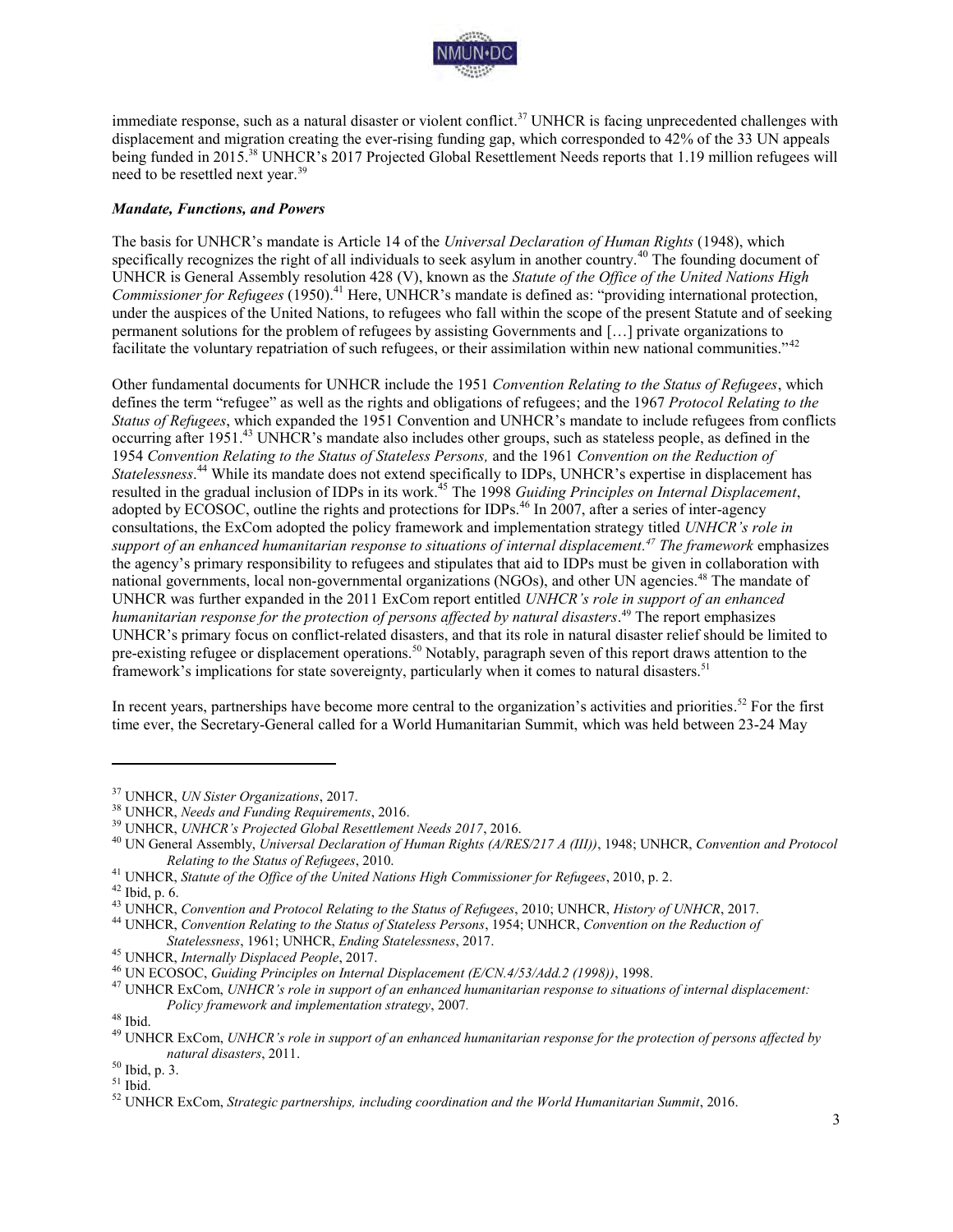immediate response, such as a natural disaster or violent conflict.[37] UNHCR is facing unprecedented challenges with displacement and migration creating the ever-rising funding gap, which corresponded to 42% of the 33 UN appeals being funded in 2015.[38] UNHCR's 2017 Projected Global Resettlement Needs reports that 1.19 million refugees will need to be resettled next year.[39]

### *Mandate, Functions, and Powers*

The basis for UNHCR's mandate is Article 14 of the *Universal Declaration of Human Rights* (1948), which specifically recognizes the right of all individuals to seek asylum in another country.[40] The founding document of UNHCR is General Assembly resolution 428 (V), known as the *Statute of the Office of the United Nations High Commissioner for Refugees* (1950).[41] Here, UNHCR's mandate is defined as: "providing international protection, under the auspices of the United Nations, to refugees who fall within the scope of the present Statute and of seeking permanent solutions for the problem of refugees by assisting Governments and […] private organizations to facilitate the voluntary repatriation of such refugees, or their assimilation within new national communities."[42]

Other fundamental documents for UNHCR include the 1951 *Convention Relating to the Status of Refugees*, which defines the term "refugee" as well as the rights and obligations of refugees; and the 1967 *Protocol Relating to the Status of Refugees*, which expanded the 1951 Convention and UNHCR's mandate to include refugees from conflicts occurring after 1951.[43] UNHCR's mandate also includes other groups, such as stateless people, as defined in the 1954 *Convention Relating to the Status of Stateless Persons,* and the 1961 *Convention on the Reduction of Statelessness*.[44] While its mandate does not extend specifically to IDPs, UNHCR's expertise in displacement has resulted in the gradual inclusion of IDPs in its work.[45] The 1998 *Guiding Principles on Internal Displacement*, adopted by ECOSOC, outline the rights and protections for IDPs.[46] In 2007, after a series of inter-agency consultations, the ExCom adopted the policy framework and implementation strategy titled *UNHCR's role in support of an enhanced humanitarian response to situations of internal displacement.[47] The framework* emphasizes the agency's primary responsibility to refugees and stipulates that aid to IDPs must be given in collaboration with national governments, local non-governmental organizations (NGOs), and other UN agencies.[48] The mandate of UNHCR was further expanded in the 2011 ExCom report entitled *UNHCR's role in support of an enhanced humanitarian response for the protection of persons affected by natural disasters*.[49] The report emphasizes UNHCR's primary focus on conflict-related disasters, and that its role in natural disaster relief should be limited to pre-existing refugee or displacement operations.[50] Notably, paragraph seven of this report draws attention to the framework's implications for state sovereignty, particularly when it comes to natural disasters.[51]

In recent years, partnerships have become more central to the organization's activities and priorities.[52] For the first time ever, the Secretary-General called for a World Humanitarian Summit, which was held between 23-24 May

---

[37] UNHCR, *UN Sister Organizations*, 2017.
[38] UNHCR, *Needs and Funding Requirements*, 2016.
[39] UNHCR, *UNHCR's Projected Global Resettlement Needs 2017*, 2016.
[40] UN General Assembly, *Universal Declaration of Human Rights (A/RES/217 A (III))*, 1948; UNHCR, *Convention and Protocol Relating to the Status of Refugees*, 2010.
[41] UNHCR, *Statute of the Office of the United Nations High Commissioner for Refugees*, 2010, p. 2.
[42] Ibid, p. 6.
[43] UNHCR, *Convention and Protocol Relating to the Status of Refugees*, 2010; UNHCR, *History of UNHCR*, 2017.
[44] UNHCR, *Convention Relating to the Status of Stateless Persons*, 1954; UNHCR, *Convention on the Reduction of Statelessness*, 1961; UNHCR, *Ending Statelessness*, 2017.
[45] UNHCR, *Internally Displaced People*, 2017.
[46] UN ECOSOC, *Guiding Principles on Internal Displacement (E/CN.4/53/Add.2 (1998))*, 1998.
[47] UNHCR ExCom, *UNHCR's role in support of an enhanced humanitarian response to situations of internal displacement: Policy framework and implementation strategy*, 2007.
[48] Ibid.
[49] UNHCR ExCom, *UNHCR's role in support of an enhanced humanitarian response for the protection of persons affected by natural disasters*, 2011.
[50] Ibid, p. 3.
[51] Ibid.
[52] UNHCR ExCom, *Strategic partnerships, including coordination and the World Humanitarian Summit*, 2016.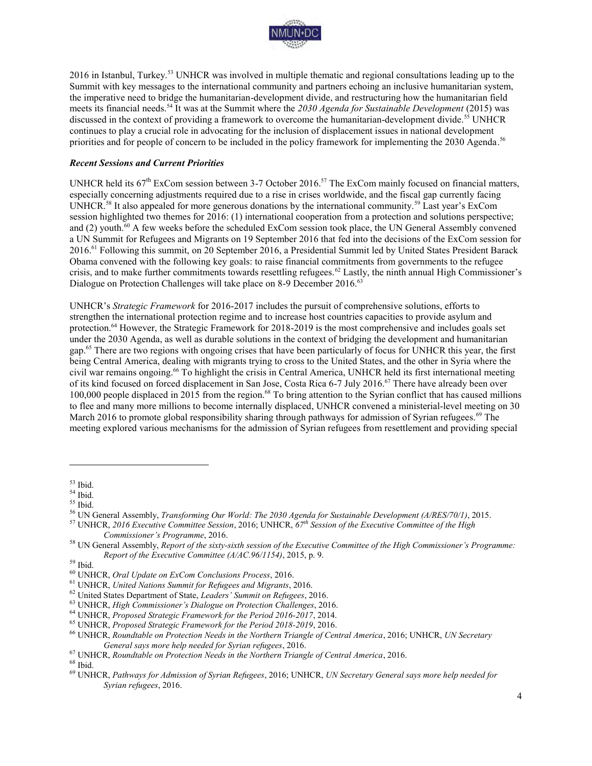2016 in Istanbul, Turkey.[53] UNHCR was involved in multiple thematic and regional consultations leading up to the Summit with key messages to the international community and partners echoing an inclusive humanitarian system, the imperative need to bridge the humanitarian-development divide, and restructuring how the humanitarian field meets its financial needs.[54] It was at the Summit where the *2030 Agenda for Sustainable Development* (2015) was discussed in the context of providing a framework to overcome the humanitarian-development divide.[55] UNHCR continues to play a crucial role in advocating for the inclusion of displacement issues in national development priorities and for people of concern to be included in the policy framework for implementing the 2030 Agenda.[56]

### *Recent Sessions and Current Priorities*

UNHCR held its 67th ExCom session between 3-7 October 2016.[57] The ExCom mainly focused on financial matters, especially concerning adjustments required due to a rise in crises worldwide, and the fiscal gap currently facing UNHCR.[58] It also appealed for more generous donations by the international community.[59] Last year's ExCom session highlighted two themes for 2016: (1) international cooperation from a protection and solutions perspective; and (2) youth.[60] A few weeks before the scheduled ExCom session took place, the UN General Assembly convened a UN Summit for Refugees and Migrants on 19 September 2016 that fed into the decisions of the ExCom session for 2016.[61] Following this summit, on 20 September 2016, a Presidential Summit led by United States President Barack Obama convened with the following key goals: to raise financial commitments from governments to the refugee crisis, and to make further commitments towards resettling refugees.[62] Lastly, the ninth annual High Commissioner's Dialogue on Protection Challenges will take place on 8-9 December 2016.[63]

UNHCR's *Strategic Framework* for 2016-2017 includes the pursuit of comprehensive solutions, efforts to strengthen the international protection regime and to increase host countries capacities to provide asylum and protection.[64] However, the Strategic Framework for 2018-2019 is the most comprehensive and includes goals set under the 2030 Agenda, as well as durable solutions in the context of bridging the development and humanitarian gap.[65] There are two regions with ongoing crises that have been particularly of focus for UNHCR this year, the first being Central America, dealing with migrants trying to cross to the United States, and the other in Syria where the civil war remains ongoing.[66] To highlight the crisis in Central America, UNHCR held its first international meeting of its kind focused on forced displacement in San Jose, Costa Rica 6-7 July 2016.[67] There have already been over 100,000 people displaced in 2015 from the region.[68] To bring attention to the Syrian conflict that has caused millions to flee and many more millions to become internally displaced, UNHCR convened a ministerial-level meeting on 30 March 2016 to promote global responsibility sharing through pathways for admission of Syrian refugees.[69] The meeting explored various mechanisms for the admission of Syrian refugees from resettlement and providing special

---

[53] Ibid.
[54] Ibid.
[55] Ibid.
[56] UN General Assembly, *Transforming Our World: The 2030 Agenda for Sustainable Development (A/RES/70/1)*, 2015.
[57] UNHCR, *2016 Executive Committee Session*, 2016; UNHCR, *67th Session of the Executive Committee of the High Commissioner's Programme*, 2016.
[58] UN General Assembly, *Report of the sixty-sixth session of the Executive Committee of the High Commissioner's Programme: Report of the Executive Committee (A/AC.96/1154)*, 2015, p. 9.
[59] Ibid.
[60] UNHCR, *Oral Update on ExCom Conclusions Process*, 2016.
[61] UNHCR, *United Nations Summit for Refugees and Migrants*, 2016.
[62] United States Department of State, *Leaders' Summit on Refugees*, 2016.
[63] UNHCR, *High Commissioner's Dialogue on Protection Challenges*, 2016.
[64] UNHCR, *Proposed Strategic Framework for the Period 2016-2017*, 2014.
[65] UNHCR, *Proposed Strategic Framework for the Period 2018-2019*, 2016.
[66] UNHCR, *Roundtable on Protection Needs in the Northern Triangle of Central America*, 2016; UNHCR, *UN Secretary General says more help needed for Syrian refugees*, 2016.
[67] UNHCR, *Roundtable on Protection Needs in the Northern Triangle of Central America*, 2016.
[68] Ibid.
[69] UNHCR, *Pathways for Admission of Syrian Refugees*, 2016; UNHCR, *UN Secretary General says more help needed for Syrian refugees*, 2016.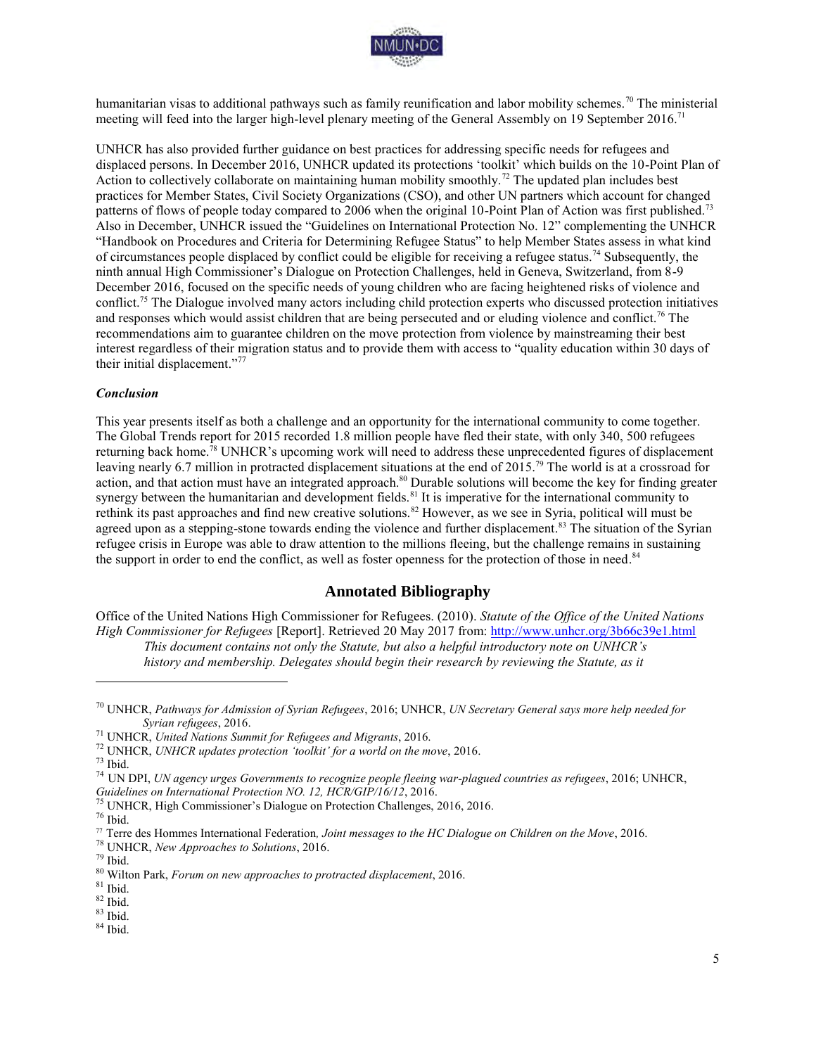humanitarian visas to additional pathways such as family reunification and labor mobility schemes.[70] The ministerial meeting will feed into the larger high-level plenary meeting of the General Assembly on 19 September 2016.[71]

UNHCR has also provided further guidance on best practices for addressing specific needs for refugees and displaced persons. In December 2016, UNHCR updated its protections 'toolkit' which builds on the 10-Point Plan of Action to collectively collaborate on maintaining human mobility smoothly.[72] The updated plan includes best practices for Member States, Civil Society Organizations (CSO), and other UN partners which account for changed patterns of flows of people today compared to 2006 when the original 10-Point Plan of Action was first published.[73] Also in December, UNHCR issued the "Guidelines on International Protection No. 12" complementing the UNHCR "Handbook on Procedures and Criteria for Determining Refugee Status" to help Member States assess in what kind of circumstances people displaced by conflict could be eligible for receiving a refugee status.[74] Subsequently, the ninth annual High Commissioner's Dialogue on Protection Challenges, held in Geneva, Switzerland, from 8-9 December 2016, focused on the specific needs of young children who are facing heightened risks of violence and conflict.[75] The Dialogue involved many actors including child protection experts who discussed protection initiatives and responses which would assist children that are being persecuted and or eluding violence and conflict.[76] The recommendations aim to guarantee children on the move protection from violence by mainstreaming their best interest regardless of their migration status and to provide them with access to "quality education within 30 days of their initial displacement."[77]

***Conclusion***

This year presents itself as both a challenge and an opportunity for the international community to come together. The Global Trends report for 2015 recorded 1.8 million people have fled their state, with only 340, 500 refugees returning back home.[78] UNHCR's upcoming work will need to address these unprecedented figures of displacement leaving nearly 6.7 million in protracted displacement situations at the end of 2015.[79] The world is at a crossroad for action, and that action must have an integrated approach.[80] Durable solutions will become the key for finding greater synergy between the humanitarian and development fields.[81] It is imperative for the international community to rethink its past approaches and find new creative solutions.[82] However, as we see in Syria, political will must be agreed upon as a stepping-stone towards ending the violence and further displacement.[83] The situation of the Syrian refugee crisis in Europe was able to draw attention to the millions fleeing, but the challenge remains in sustaining the support in order to end the conflict, as well as foster openness for the protection of those in need.[84]

## Annotated Bibliography

Office of the United Nations High Commissioner for Refugees. (2010). *Statute of the Office of the United Nations High Commissioner for Refugees* [Report]. Retrieved 20 May 2017 from: http://www.unhcr.org/3b66c39e1.html

> *This document contains not only the Statute, but also a helpful introductory note on UNHCR's history and membership. Delegates should begin their research by reviewing the Statute, as it*

---

[70] UNHCR, *Pathways for Admission of Syrian Refugees*, 2016; UNHCR, *UN Secretary General says more help needed for Syrian refugees*, 2016.

[71] UNHCR, *United Nations Summit for Refugees and Migrants*, 2016.

[72] UNHCR, *UNHCR updates protection 'toolkit' for a world on the move*, 2016.

[73] Ibid.

[74] UN DPI, *UN agency urges Governments to recognize people fleeing war-plagued countries as refugees*, 2016; UNHCR, *Guidelines on International Protection NO. 12, HCR/GIP/16/12*, 2016.

[75] UNHCR, High Commissioner's Dialogue on Protection Challenges, 2016, 2016.

[76] Ibid.

[77] Terre des Hommes International Federation, *Joint messages to the HC Dialogue on Children on the Move*, 2016.

[78] UNHCR, *New Approaches to Solutions*, 2016.

[79] Ibid.

[80] Wilton Park, *Forum on new approaches to protracted displacement*, 2016.

[81] Ibid.

[82] Ibid.

[83] Ibid.

[84] Ibid.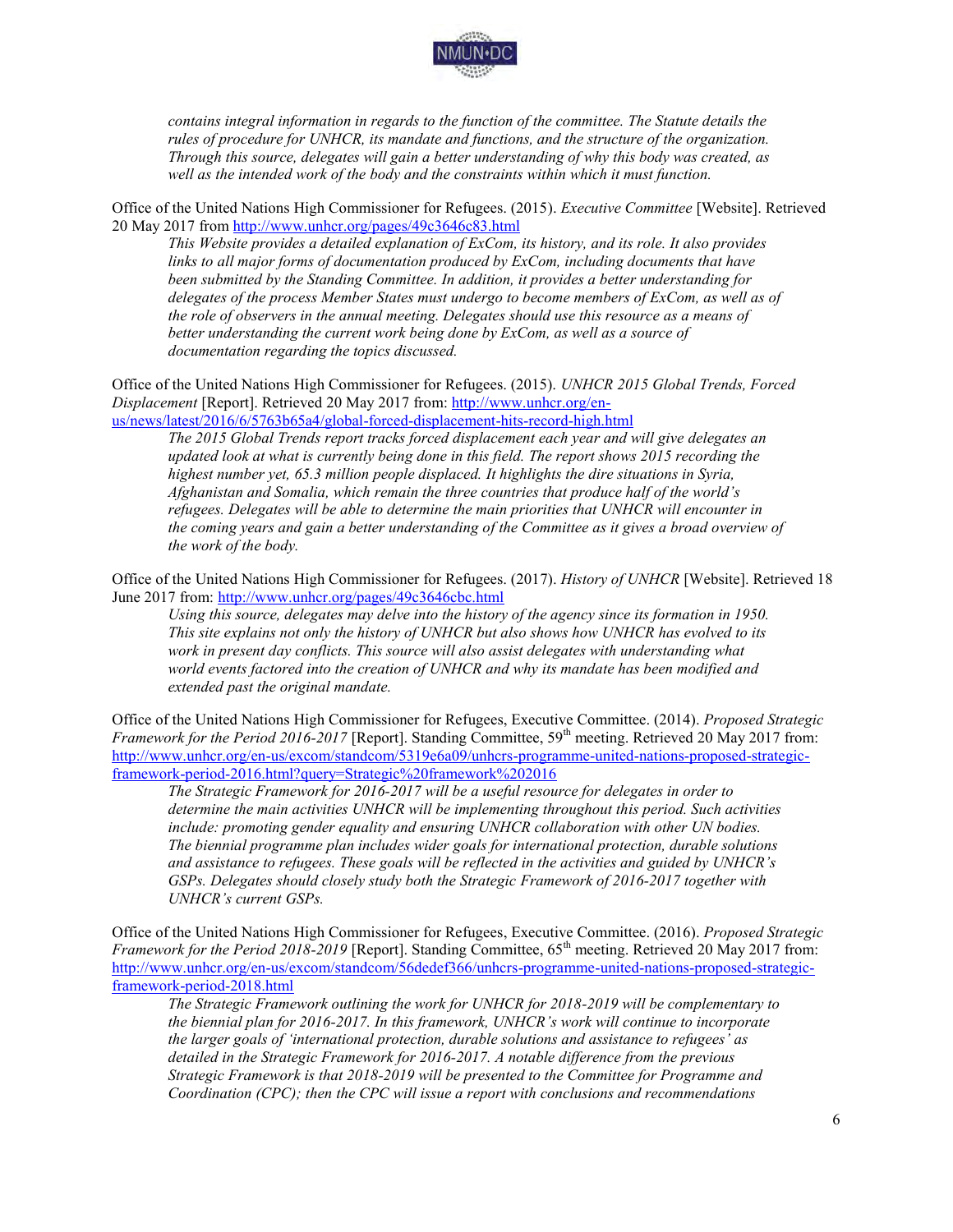*contains integral information in regards to the function of the committee. The Statute details the rules of procedure for UNHCR, its mandate and functions, and the structure of the organization. Through this source, delegates will gain a better understanding of why this body was created, as well as the intended work of the body and the constraints within which it must function.*

Office of the United Nations High Commissioner for Refugees. (2015). *Executive Committee* [Website]. Retrieved 20 May 2017 from http://www.unhcr.org/pages/49c3646c83.html

*This Website provides a detailed explanation of ExCom, its history, and its role. It also provides links to all major forms of documentation produced by ExCom, including documents that have been submitted by the Standing Committee. In addition, it provides a better understanding for delegates of the process Member States must undergo to become members of ExCom, as well as of the role of observers in the annual meeting. Delegates should use this resource as a means of better understanding the current work being done by ExCom, as well as a source of documentation regarding the topics discussed.*

Office of the United Nations High Commissioner for Refugees. (2015). *UNHCR 2015 Global Trends, Forced Displacement* [Report]. Retrieved 20 May 2017 from: http://www.unhcr.org/en-us/news/latest/2016/6/5763b65a4/global-forced-displacement-hits-record-high.html

*The 2015 Global Trends report tracks forced displacement each year and will give delegates an updated look at what is currently being done in this field. The report shows 2015 recording the highest number yet, 65.3 million people displaced. It highlights the dire situations in Syria, Afghanistan and Somalia, which remain the three countries that produce half of the world's refugees. Delegates will be able to determine the main priorities that UNHCR will encounter in the coming years and gain a better understanding of the Committee as it gives a broad overview of the work of the body.*

Office of the United Nations High Commissioner for Refugees. (2017). *History of UNHCR* [Website]. Retrieved 18 June 2017 from: http://www.unhcr.org/pages/49c3646cbc.html

*Using this source, delegates may delve into the history of the agency since its formation in 1950. This site explains not only the history of UNHCR but also shows how UNHCR has evolved to its work in present day conflicts. This source will also assist delegates with understanding what world events factored into the creation of UNHCR and why its mandate has been modified and extended past the original mandate.*

Office of the United Nations High Commissioner for Refugees, Executive Committee. (2014). *Proposed Strategic Framework for the Period 2016-2017* [Report]. Standing Committee, 59th meeting. Retrieved 20 May 2017 from: http://www.unhcr.org/en-us/excom/standcom/5319e6a09/unhcrs-programme-united-nations-proposed-strategic-framework-period-2016.html?query=Strategic%20framework%202016

*The Strategic Framework for 2016-2017 will be a useful resource for delegates in order to determine the main activities UNHCR will be implementing throughout this period. Such activities include: promoting gender equality and ensuring UNHCR collaboration with other UN bodies. The biennial programme plan includes wider goals for international protection, durable solutions and assistance to refugees. These goals will be reflected in the activities and guided by UNHCR's GSPs. Delegates should closely study both the Strategic Framework of 2016-2017 together with UNHCR's current GSPs.*

Office of the United Nations High Commissioner for Refugees, Executive Committee. (2016). *Proposed Strategic Framework for the Period 2018-2019* [Report]. Standing Committee, 65th meeting. Retrieved 20 May 2017 from: http://www.unhcr.org/en-us/excom/standcom/56dedef366/unhcrs-programme-united-nations-proposed-strategic-framework-period-2018.html

*The Strategic Framework outlining the work for UNHCR for 2018-2019 will be complementary to the biennial plan for 2016-2017. In this framework, UNHCR's work will continue to incorporate the larger goals of 'international protection, durable solutions and assistance to refugees' as detailed in the Strategic Framework for 2016-2017. A notable difference from the previous Strategic Framework is that 2018-2019 will be presented to the Committee for Programme and Coordination (CPC); then the CPC will issue a report with conclusions and recommendations*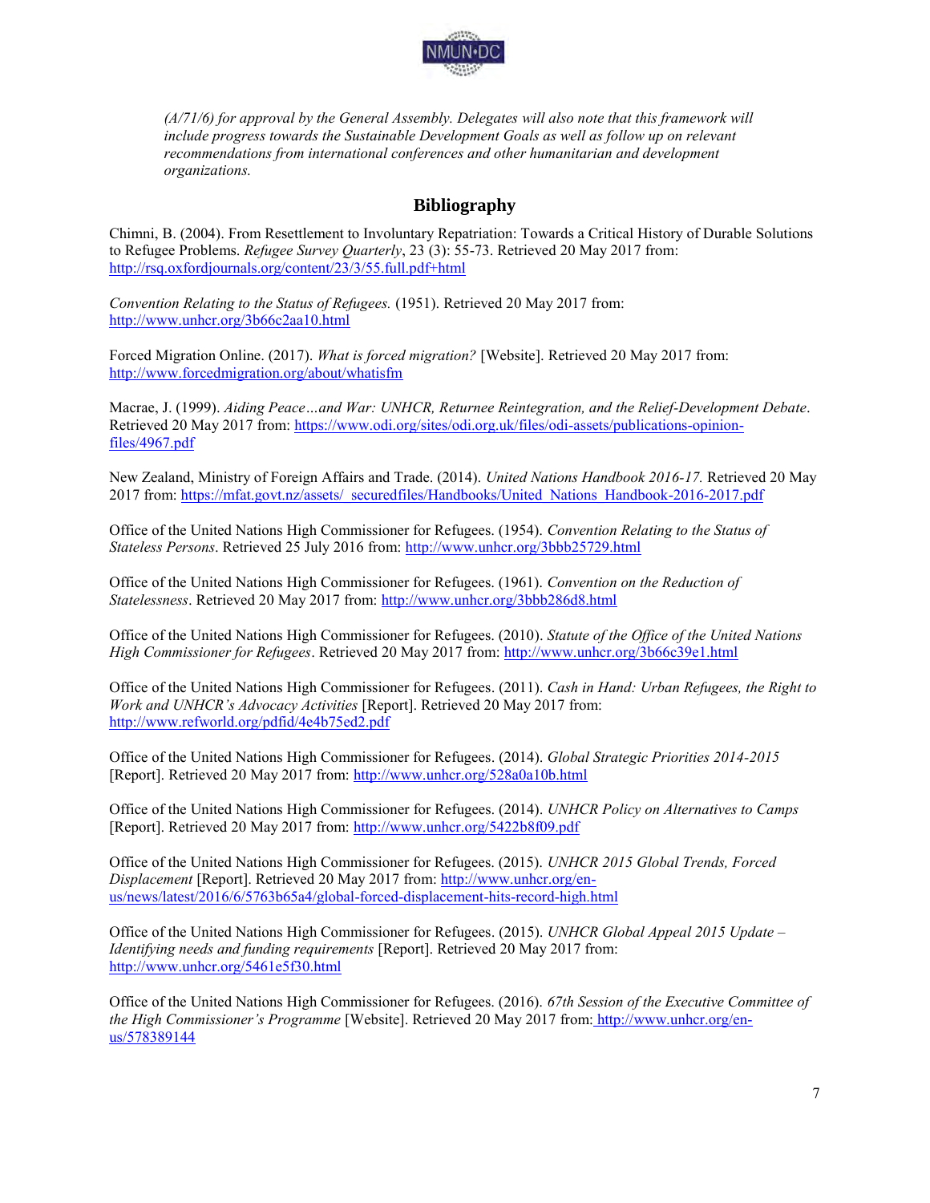*(A/71/6) for approval by the General Assembly. Delegates will also note that this framework will include progress towards the Sustainable Development Goals as well as follow up on relevant recommendations from international conferences and other humanitarian and development organizations.*

## Bibliography

Chimni, B. (2004). From Resettlement to Involuntary Repatriation: Towards a Critical History of Durable Solutions to Refugee Problems. *Refugee Survey Quarterly*, 23 (3): 55-73. Retrieved 20 May 2017 from: http://rsq.oxfordjournals.org/content/23/3/55.full.pdf+html

*Convention Relating to the Status of Refugees.* (1951). Retrieved 20 May 2017 from: http://www.unhcr.org/3b66c2aa10.html

Forced Migration Online. (2017). *What is forced migration?* [Website]. Retrieved 20 May 2017 from: http://www.forcedmigration.org/about/whatisfm

Macrae, J. (1999). *Aiding Peace…and War: UNHCR, Returnee Reintegration, and the Relief-Development Debate*. Retrieved 20 May 2017 from: https://www.odi.org/sites/odi.org.uk/files/odi-assets/publications-opinion-files/4967.pdf

New Zealand, Ministry of Foreign Affairs and Trade. (2014). *United Nations Handbook 2016-17.* Retrieved 20 May 2017 from: https://mfat.govt.nz/assets/_securedfiles/Handbooks/United_Nations_Handbook-2016-2017.pdf

Office of the United Nations High Commissioner for Refugees. (1954). *Convention Relating to the Status of Stateless Persons*. Retrieved 25 July 2016 from: http://www.unhcr.org/3bbb25729.html

Office of the United Nations High Commissioner for Refugees. (1961). *Convention on the Reduction of Statelessness*. Retrieved 20 May 2017 from: http://www.unhcr.org/3bbb286d8.html

Office of the United Nations High Commissioner for Refugees. (2010). *Statute of the Office of the United Nations High Commissioner for Refugees*. Retrieved 20 May 2017 from: http://www.unhcr.org/3b66c39e1.html

Office of the United Nations High Commissioner for Refugees. (2011). *Cash in Hand: Urban Refugees, the Right to Work and UNHCR's Advocacy Activities* [Report]. Retrieved 20 May 2017 from: http://www.refworld.org/pdfid/4e4b75ed2.pdf

Office of the United Nations High Commissioner for Refugees. (2014). *Global Strategic Priorities 2014-2015* [Report]. Retrieved 20 May 2017 from: http://www.unhcr.org/528a0a10b.html

Office of the United Nations High Commissioner for Refugees. (2014). *UNHCR Policy on Alternatives to Camps* [Report]. Retrieved 20 May 2017 from: http://www.unhcr.org/5422b8f09.pdf

Office of the United Nations High Commissioner for Refugees. (2015). *UNHCR 2015 Global Trends, Forced Displacement* [Report]. Retrieved 20 May 2017 from: http://www.unhcr.org/en-us/news/latest/2016/6/5763b65a4/global-forced-displacement-hits-record-high.html

Office of the United Nations High Commissioner for Refugees. (2015). *UNHCR Global Appeal 2015 Update – Identifying needs and funding requirements* [Report]. Retrieved 20 May 2017 from: http://www.unhcr.org/5461e5f30.html

Office of the United Nations High Commissioner for Refugees. (2016). *67th Session of the Executive Committee of the High Commissioner's Programme* [Website]. Retrieved 20 May 2017 from: http://www.unhcr.org/en-us/578389144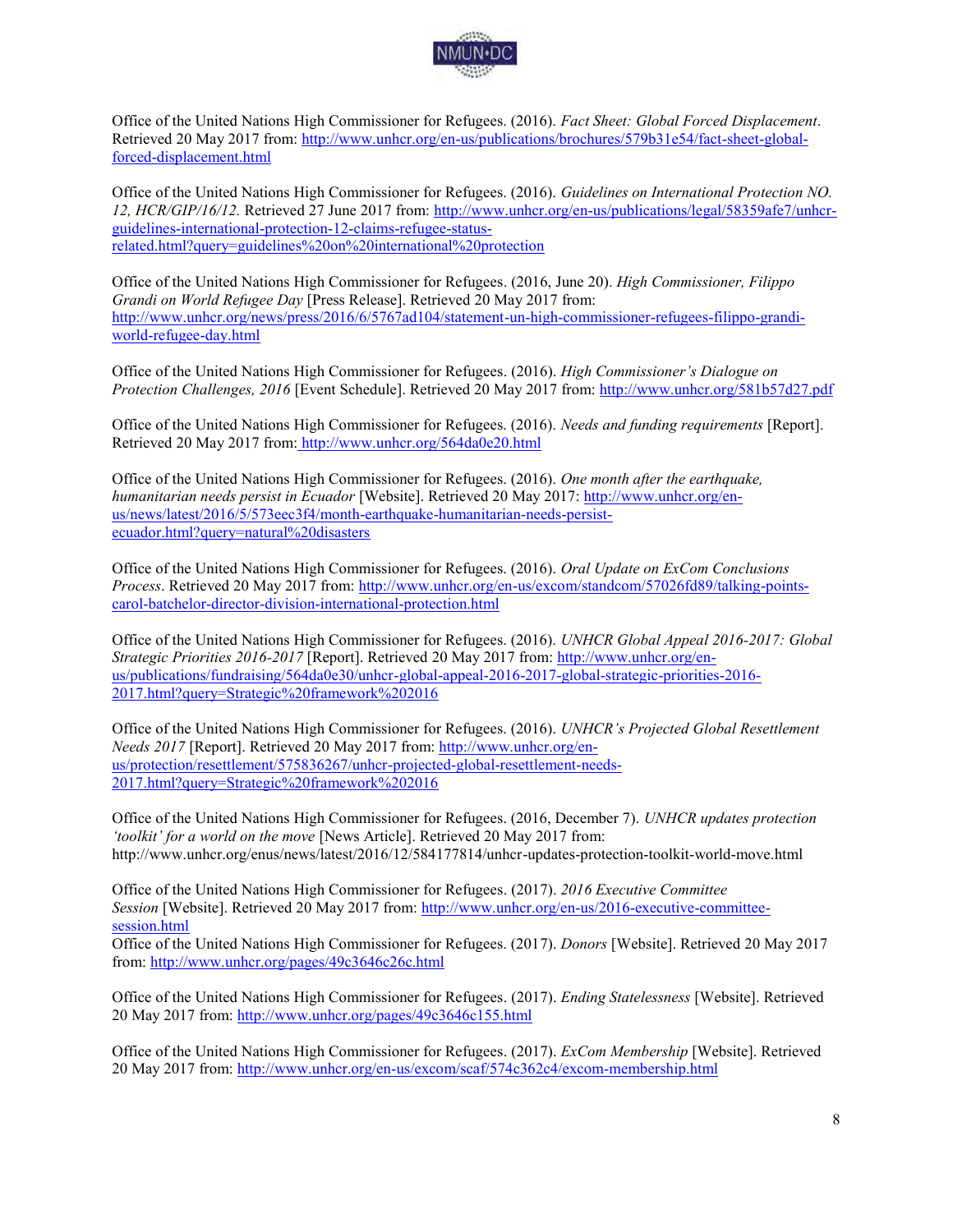Office of the United Nations High Commissioner for Refugees. (2016). *Fact Sheet: Global Forced Displacement*. Retrieved 20 May 2017 from: http://www.unhcr.org/en-us/publications/brochures/579b31e54/fact-sheet-global-forced-displacement.html

Office of the United Nations High Commissioner for Refugees. (2016). *Guidelines on International Protection NO. 12, HCR/GIP/16/12.* Retrieved 27 June 2017 from: http://www.unhcr.org/en-us/publications/legal/58359afe7/unhcr-guidelines-international-protection-12-claims-refugee-status-related.html?query=guidelines%20on%20international%20protection

Office of the United Nations High Commissioner for Refugees. (2016, June 20). *High Commissioner, Filippo Grandi on World Refugee Day* [Press Release]. Retrieved 20 May 2017 from: http://www.unhcr.org/news/press/2016/6/5767ad104/statement-un-high-commissioner-refugees-filippo-grandi-world-refugee-day.html

Office of the United Nations High Commissioner for Refugees. (2016). *High Commissioner's Dialogue on Protection Challenges, 2016* [Event Schedule]. Retrieved 20 May 2017 from: http://www.unhcr.org/581b57d27.pdf

Office of the United Nations High Commissioner for Refugees. (2016). *Needs and funding requirements* [Report]. Retrieved 20 May 2017 from: http://www.unhcr.org/564da0e20.html

Office of the United Nations High Commissioner for Refugees. (2016). *One month after the earthquake, humanitarian needs persist in Ecuador* [Website]. Retrieved 20 May 2017: http://www.unhcr.org/en-us/news/latest/2016/5/573eec3f4/month-earthquake-humanitarian-needs-persist-ecuador.html?query=natural%20disasters

Office of the United Nations High Commissioner for Refugees. (2016). *Oral Update on ExCom Conclusions Process*. Retrieved 20 May 2017 from: http://www.unhcr.org/en-us/excom/standcom/57026fd89/talking-points-carol-batchelor-director-division-international-protection.html

Office of the United Nations High Commissioner for Refugees. (2016). *UNHCR Global Appeal 2016-2017: Global Strategic Priorities 2016-2017* [Report]. Retrieved 20 May 2017 from: http://www.unhcr.org/en-us/publications/fundraising/564da0e30/unhcr-global-appeal-2016-2017-global-strategic-priorities-2016-2017.html?query=Strategic%20framework%202016

Office of the United Nations High Commissioner for Refugees. (2016). *UNHCR's Projected Global Resettlement Needs 2017* [Report]. Retrieved 20 May 2017 from: http://www.unhcr.org/en-us/protection/resettlement/575836267/unhcr-projected-global-resettlement-needs-2017.html?query=Strategic%20framework%202016

Office of the United Nations High Commissioner for Refugees. (2016, December 7). *UNHCR updates protection 'toolkit' for a world on the move* [News Article]. Retrieved 20 May 2017 from: http://www.unhcr.org/enus/news/latest/2016/12/584177814/unhcr-updates-protection-toolkit-world-move.html

Office of the United Nations High Commissioner for Refugees. (2017). *2016 Executive Committee Session* [Website]. Retrieved 20 May 2017 from: http://www.unhcr.org/en-us/2016-executive-committee-session.html

Office of the United Nations High Commissioner for Refugees. (2017). *Donors* [Website]. Retrieved 20 May 2017 from: http://www.unhcr.org/pages/49c3646c26c.html

Office of the United Nations High Commissioner for Refugees. (2017). *Ending Statelessness* [Website]. Retrieved 20 May 2017 from: http://www.unhcr.org/pages/49c3646c155.html

Office of the United Nations High Commissioner for Refugees. (2017). *ExCom Membership* [Website]. Retrieved 20 May 2017 from: http://www.unhcr.org/en-us/excom/scaf/574c362c4/excom-membership.html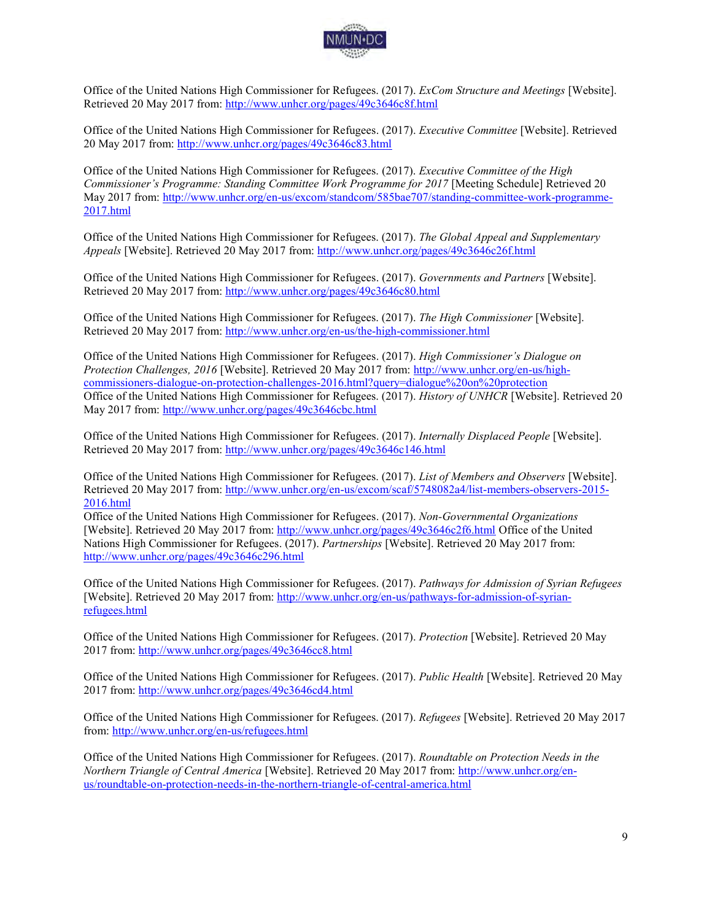Office of the United Nations High Commissioner for Refugees. (2017). *ExCom Structure and Meetings* [Website]. Retrieved 20 May 2017 from: http://www.unhcr.org/pages/49c3646c8f.html

Office of the United Nations High Commissioner for Refugees. (2017). *Executive Committee* [Website]. Retrieved 20 May 2017 from: http://www.unhcr.org/pages/49c3646c83.html

Office of the United Nations High Commissioner for Refugees. (2017). *Executive Committee of the High Commissioner's Programme: Standing Committee Work Programme for 2017* [Meeting Schedule] Retrieved 20 May 2017 from: http://www.unhcr.org/en-us/excom/standcom/585bae707/standing-committee-work-programme-2017.html

Office of the United Nations High Commissioner for Refugees. (2017). *The Global Appeal and Supplementary Appeals* [Website]. Retrieved 20 May 2017 from: http://www.unhcr.org/pages/49c3646c26f.html

Office of the United Nations High Commissioner for Refugees. (2017). *Governments and Partners* [Website]. Retrieved 20 May 2017 from: http://www.unhcr.org/pages/49c3646c80.html

Office of the United Nations High Commissioner for Refugees. (2017). *The High Commissioner* [Website]. Retrieved 20 May 2017 from: http://www.unhcr.org/en-us/the-high-commissioner.html

Office of the United Nations High Commissioner for Refugees. (2017). *High Commissioner's Dialogue on Protection Challenges, 2016* [Website]. Retrieved 20 May 2017 from: http://www.unhcr.org/en-us/high-commissioners-dialogue-on-protection-challenges-2016.html?query=dialogue%20on%20protection
Office of the United Nations High Commissioner for Refugees. (2017). *History of UNHCR* [Website]. Retrieved 20 May 2017 from: http://www.unhcr.org/pages/49c3646cbc.html

Office of the United Nations High Commissioner for Refugees. (2017). *Internally Displaced People* [Website]. Retrieved 20 May 2017 from: http://www.unhcr.org/pages/49c3646c146.html

Office of the United Nations High Commissioner for Refugees. (2017). *List of Members and Observers* [Website]. Retrieved 20 May 2017 from: http://www.unhcr.org/en-us/excom/scaf/5748082a4/list-members-observers-2015-2016.html
Office of the United Nations High Commissioner for Refugees. (2017). *Non-Governmental Organizations* [Website]. Retrieved 20 May 2017 from: http://www.unhcr.org/pages/49c3646c2f6.html Office of the United Nations High Commissioner for Refugees. (2017). *Partnerships* [Website]. Retrieved 20 May 2017 from: http://www.unhcr.org/pages/49c3646c296.html

Office of the United Nations High Commissioner for Refugees. (2017). *Pathways for Admission of Syrian Refugees* [Website]. Retrieved 20 May 2017 from: http://www.unhcr.org/en-us/pathways-for-admission-of-syrian-refugees.html

Office of the United Nations High Commissioner for Refugees. (2017). *Protection* [Website]. Retrieved 20 May 2017 from: http://www.unhcr.org/pages/49c3646cc8.html

Office of the United Nations High Commissioner for Refugees. (2017). *Public Health* [Website]. Retrieved 20 May 2017 from: http://www.unhcr.org/pages/49c3646cd4.html

Office of the United Nations High Commissioner for Refugees. (2017). *Refugees* [Website]. Retrieved 20 May 2017 from: http://www.unhcr.org/en-us/refugees.html

Office of the United Nations High Commissioner for Refugees. (2017). *Roundtable on Protection Needs in the Northern Triangle of Central America* [Website]. Retrieved 20 May 2017 from: http://www.unhcr.org/en-us/roundtable-on-protection-needs-in-the-northern-triangle-of-central-america.html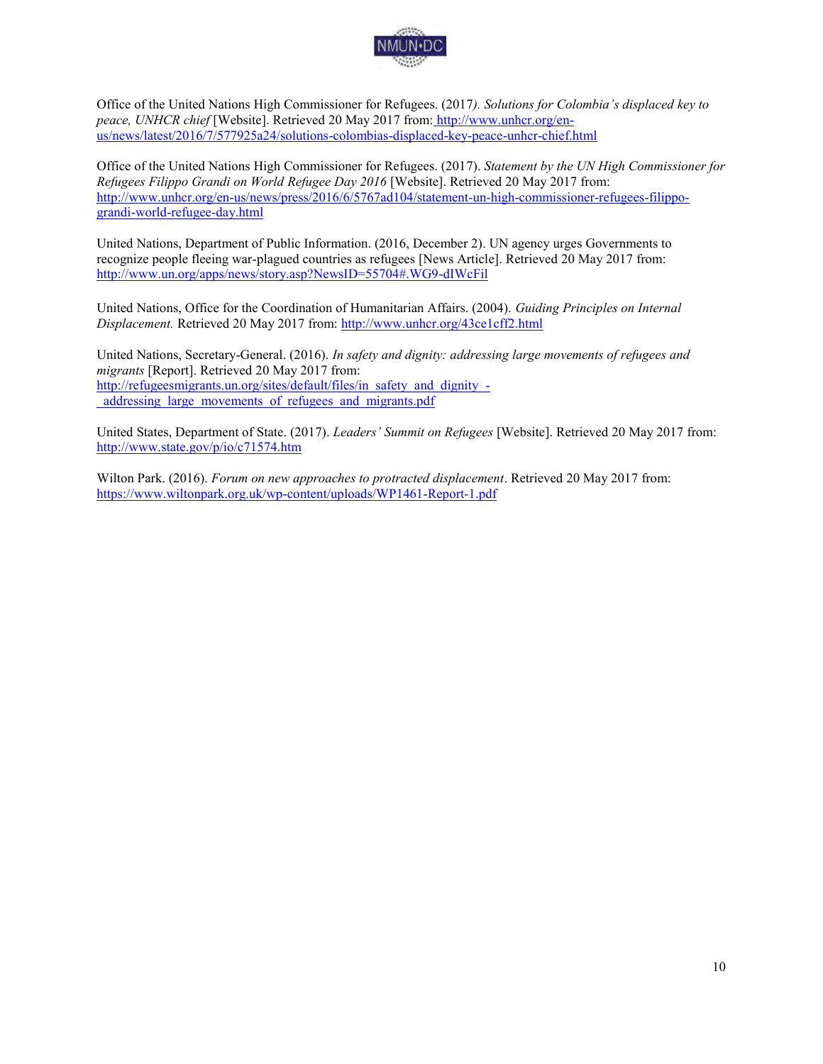Office of the United Nations High Commissioner for Refugees. (2017*). Solutions for Colombia's displaced key to peace, UNHCR chief* [Website]. Retrieved 20 May 2017 from: http://www.unhcr.org/en-us/news/latest/2016/7/577925a24/solutions-colombias-displaced-key-peace-unhcr-chief.html

Office of the United Nations High Commissioner for Refugees. (2017). *Statement by the UN High Commissioner for Refugees Filippo Grandi on World Refugee Day 2016* [Website]. Retrieved 20 May 2017 from: http://www.unhcr.org/en-us/news/press/2016/6/5767ad104/statement-un-high-commissioner-refugees-filippo-grandi-world-refugee-day.html

United Nations, Department of Public Information. (2016, December 2). UN agency urges Governments to recognize people fleeing war-plagued countries as refugees [News Article]. Retrieved 20 May 2017 from: http://www.un.org/apps/news/story.asp?NewsID=55704#.WG9-dIWcFil

United Nations, Office for the Coordination of Humanitarian Affairs. (2004). *Guiding Principles on Internal Displacement.* Retrieved 20 May 2017 from: http://www.unhcr.org/43ce1cff2.html

United Nations, Secretary-General. (2016). *In safety and dignity: addressing large movements of refugees and migrants* [Report]. Retrieved 20 May 2017 from: http://refugeesmigrants.un.org/sites/default/files/in_safety_and_dignity_-_addressing_large_movements_of_refugees_and_migrants.pdf

United States, Department of State. (2017). *Leaders' Summit on Refugees* [Website]. Retrieved 20 May 2017 from: http://www.state.gov/p/io/c71574.htm

Wilton Park. (2016). *Forum on new approaches to protracted displacement*. Retrieved 20 May 2017 from: https://www.wiltonpark.org.uk/wp-content/uploads/WP1461-Report-1.pdf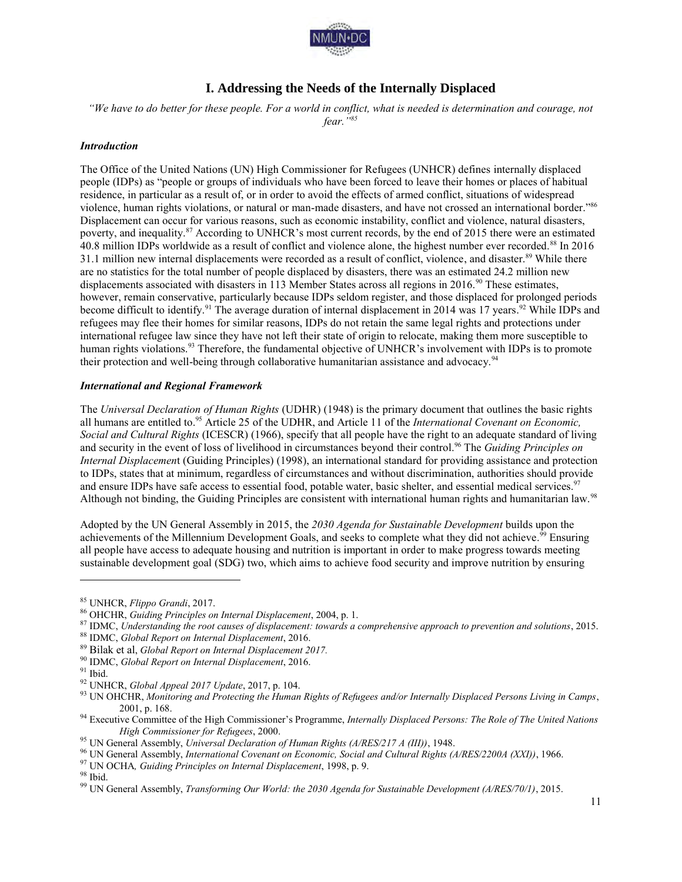## I. Addressing the Needs of the Internally Displaced

*"We have to do better for these people. For a world in conflict, what is needed is determination and courage, not fear."*[85]

### *Introduction*

The Office of the United Nations (UN) High Commissioner for Refugees (UNHCR) defines internally displaced people (IDPs) as "people or groups of individuals who have been forced to leave their homes or places of habitual residence, in particular as a result of, or in order to avoid the effects of armed conflict, situations of widespread violence, human rights violations, or natural or man-made disasters, and have not crossed an international border."[86] Displacement can occur for various reasons, such as economic instability, conflict and violence, natural disasters, poverty, and inequality.[87] According to UNHCR's most current records, by the end of 2015 there were an estimated 40.8 million IDPs worldwide as a result of conflict and violence alone, the highest number ever recorded.[88] In 2016 31.1 million new internal displacements were recorded as a result of conflict, violence, and disaster.[89] While there are no statistics for the total number of people displaced by disasters, there was an estimated 24.2 million new displacements associated with disasters in 113 Member States across all regions in 2016.[90] These estimates, however, remain conservative, particularly because IDPs seldom register, and those displaced for prolonged periods become difficult to identify.[91] The average duration of internal displacement in 2014 was 17 years.[92] While IDPs and refugees may flee their homes for similar reasons, IDPs do not retain the same legal rights and protections under international refugee law since they have not left their state of origin to relocate, making them more susceptible to human rights violations.[93] Therefore, the fundamental objective of UNHCR's involvement with IDPs is to promote their protection and well-being through collaborative humanitarian assistance and advocacy.[94]

### *International and Regional Framework*

The *Universal Declaration of Human Rights* (UDHR) (1948) is the primary document that outlines the basic rights all humans are entitled to.[95] Article 25 of the UDHR, and Article 11 of the *International Covenant on Economic, Social and Cultural Rights* (ICESCR) (1966), specify that all people have the right to an adequate standard of living and security in the event of loss of livelihood in circumstances beyond their control.[96] The *Guiding Principles on Internal Displacement* (Guiding Principles) (1998), an international standard for providing assistance and protection to IDPs, states that at minimum, regardless of circumstances and without discrimination, authorities should provide and ensure IDPs have safe access to essential food, potable water, basic shelter, and essential medical services.[97] Although not binding, the Guiding Principles are consistent with international human rights and humanitarian law.[98]

Adopted by the UN General Assembly in 2015, the *2030 Agenda for Sustainable Development* builds upon the achievements of the Millennium Development Goals, and seeks to complete what they did not achieve.[99] Ensuring all people have access to adequate housing and nutrition is important in order to make progress towards meeting sustainable development goal (SDG) two, which aims to achieve food security and improve nutrition by ensuring

---

[85] UNHCR, *Flippo Grandi*, 2017.

[86] OHCHR, *Guiding Principles on Internal Displacement*, 2004, p. 1.

[87] IDMC, *Understanding the root causes of displacement: towards a comprehensive approach to prevention and solutions*, 2015.

[88] IDMC, *Global Report on Internal Displacement*, 2016.

[89] Bilak et al, *Global Report on Internal Displacement 2017.*

[90] IDMC, *Global Report on Internal Displacement*, 2016.

[91] Ibid.

[92] UNHCR, *Global Appeal 2017 Update*, 2017, p. 104.

[93] UN OHCHR, *Monitoring and Protecting the Human Rights of Refugees and/or Internally Displaced Persons Living in Camps*, 2001, p. 168.

[94] Executive Committee of the High Commissioner's Programme, *Internally Displaced Persons: The Role of The United Nations High Commissioner for Refugees*, 2000.

[95] UN General Assembly, *Universal Declaration of Human Rights (A/RES/217 A (III))*, 1948.

[96] UN General Assembly, *International Covenant on Economic, Social and Cultural Rights (A/RES/2200A (XXI))*, 1966.

[97] UN OCHA*, Guiding Principles on Internal Displacement*, 1998, p. 9.

[98] Ibid.

[99] UN General Assembly, *Transforming Our World: the 2030 Agenda for Sustainable Development (A/RES/70/1)*, 2015.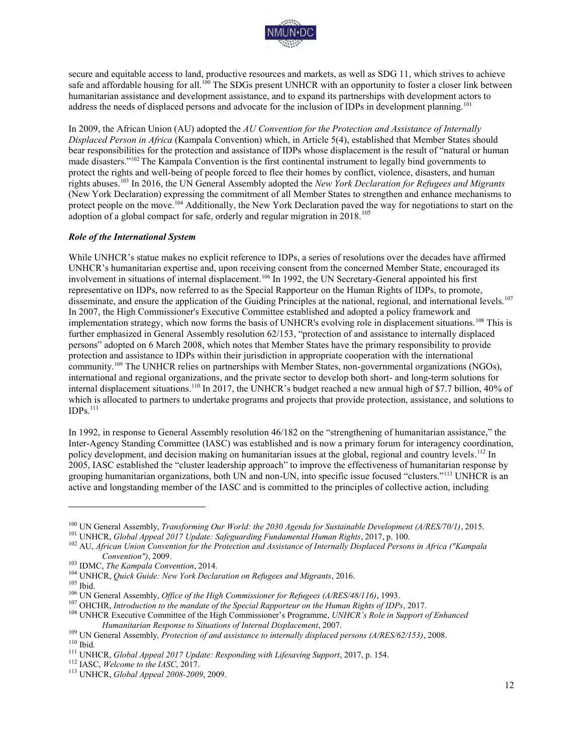secure and equitable access to land, productive resources and markets, as well as SDG 11, which strives to achieve safe and affordable housing for all.[100] The SDGs present UNHCR with an opportunity to foster a closer link between humanitarian assistance and development assistance, and to expand its partnerships with development actors to address the needs of displaced persons and advocate for the inclusion of IDPs in development planning.[101]

In 2009, the African Union (AU) adopted the *AU Convention for the Protection and Assistance of Internally Displaced Person in Africa* (Kampala Convention) which, in Article 5(4), established that Member States should bear responsibilities for the protection and assistance of IDPs whose displacement is the result of "natural or human made disasters."[102] The Kampala Convention is the first continental instrument to legally bind governments to protect the rights and well-being of people forced to flee their homes by conflict, violence, disasters, and human rights abuses.[103] In 2016, the UN General Assembly adopted the *New York Declaration for Refugees and Migrants* (New York Declaration) expressing the commitment of all Member States to strengthen and enhance mechanisms to protect people on the move.[104] Additionally, the New York Declaration paved the way for negotiations to start on the adoption of a global compact for safe, orderly and regular migration in 2018.[105]

### *Role of the International System*

While UNHCR's statue makes no explicit reference to IDPs, a series of resolutions over the decades have affirmed UNHCR's humanitarian expertise and, upon receiving consent from the concerned Member State, encouraged its involvement in situations of internal displacement.[106] In 1992, the UN Secretary-General appointed his first representative on IDPs, now referred to as the Special Rapporteur on the Human Rights of IDPs, to promote, disseminate, and ensure the application of the Guiding Principles at the national, regional, and international levels.[107] In 2007, the High Commissioner's Executive Committee established and adopted a policy framework and implementation strategy, which now forms the basis of UNHCR's evolving role in displacement situations.[108] This is further emphasized in General Assembly resolution 62/153, "protection of and assistance to internally displaced persons" adopted on 6 March 2008, which notes that Member States have the primary responsibility to provide protection and assistance to IDPs within their jurisdiction in appropriate cooperation with the international community.[109] The UNHCR relies on partnerships with Member States, non-governmental organizations (NGOs), international and regional organizations, and the private sector to develop both short- and long-term solutions for internal displacement situations.[110] In 2017, the UNHCR's budget reached a new annual high of $7.7 billion, 40% of which is allocated to partners to undertake programs and projects that provide protection, assistance, and solutions to IDPs.[111]

In 1992, in response to General Assembly resolution 46/182 on the "strengthening of humanitarian assistance," the Inter-Agency Standing Committee (IASC) was established and is now a primary forum for interagency coordination, policy development, and decision making on humanitarian issues at the global, regional and country levels.[112] In 2005, IASC established the "cluster leadership approach" to improve the effectiveness of humanitarian response by grouping humanitarian organizations, both UN and non-UN, into specific issue focused "clusters."[113] UNHCR is an active and longstanding member of the IASC and is committed to the principles of collective action, including

---

[100] UN General Assembly, *Transforming Our World: the 2030 Agenda for Sustainable Development (A/RES/70/1)*, 2015.
[101] UNHCR, *Global Appeal 2017 Update: Safeguarding Fundamental Human Rights*, 2017, p. 100.
[102] AU, *African Union Convention for the Protection and Assistance of Internally Displaced Persons in Africa ("Kampala Convention")*, 2009.
[103] IDMC, *The Kampala Convention*, 2014.
[104] UNHCR, *Quick Guide: New York Declaration on Refugees and Migrants*, 2016.
[105] Ibid.
[106] UN General Assembly, *Office of the High Commissioner for Refugees (A/RES/48/116)*, 1993.
[107] OHCHR, *Introduction to the mandate of the Special Rapporteur on the Human Rights of IDPs*, 2017.
[108] UNHCR Executive Committee of the High Commissioner's Programme, *UNHCR's Role in Support of Enhanced Humanitarian Response to Situations of Internal Displacement*, 2007.
[109] UN General Assembly*, Protection of and assistance to internally displaced persons (A/RES/62/153)*, 2008.
[110] Ibid.
[111] UNHCR, *Global Appeal 2017 Update: Responding with Lifesaving Support*, 2017, p. 154.
[112] IASC, *Welcome to the IASC*, 2017.
[113] UNHCR, *Global Appeal 2008-2009*, 2009.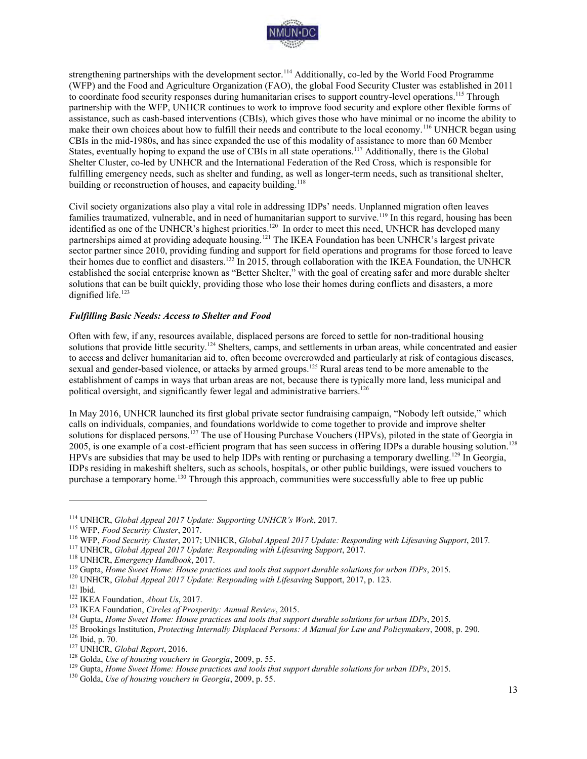strengthening partnerships with the development sector.[114] Additionally, co-led by the World Food Programme (WFP) and the Food and Agriculture Organization (FAO), the global Food Security Cluster was established in 2011 to coordinate food security responses during humanitarian crises to support country-level operations.[115] Through partnership with the WFP, UNHCR continues to work to improve food security and explore other flexible forms of assistance, such as cash-based interventions (CBIs), which gives those who have minimal or no income the ability to make their own choices about how to fulfill their needs and contribute to the local economy.[116] UNHCR began using CBIs in the mid-1980s, and has since expanded the use of this modality of assistance to more than 60 Member States, eventually hoping to expand the use of CBIs in all state operations.[117] Additionally, there is the Global Shelter Cluster, co-led by UNHCR and the International Federation of the Red Cross, which is responsible for fulfilling emergency needs, such as shelter and funding, as well as longer-term needs, such as transitional shelter, building or reconstruction of houses, and capacity building.[118]

Civil society organizations also play a vital role in addressing IDPs' needs. Unplanned migration often leaves families traumatized, vulnerable, and in need of humanitarian support to survive.[119] In this regard, housing has been identified as one of the UNHCR's highest priorities.[120] In order to meet this need, UNHCR has developed many partnerships aimed at providing adequate housing.[121] The IKEA Foundation has been UNHCR's largest private sector partner since 2010, providing funding and support for field operations and programs for those forced to leave their homes due to conflict and disasters.[122] In 2015, through collaboration with the IKEA Foundation, the UNHCR established the social enterprise known as "Better Shelter," with the goal of creating safer and more durable shelter solutions that can be built quickly, providing those who lose their homes during conflicts and disasters, a more dignified life.[123]

### *Fulfilling Basic Needs: Access to Shelter and Food*

Often with few, if any, resources available, displaced persons are forced to settle for non-traditional housing solutions that provide little security.[124] Shelters, camps, and settlements in urban areas, while concentrated and easier to access and deliver humanitarian aid to, often become overcrowded and particularly at risk of contagious diseases, sexual and gender-based violence, or attacks by armed groups.[125] Rural areas tend to be more amenable to the establishment of camps in ways that urban areas are not, because there is typically more land, less municipal and political oversight, and significantly fewer legal and administrative barriers.[126]

In May 2016, UNHCR launched its first global private sector fundraising campaign, "Nobody left outside," which calls on individuals, companies, and foundations worldwide to come together to provide and improve shelter solutions for displaced persons.[127] The use of Housing Purchase Vouchers (HPVs), piloted in the state of Georgia in 2005, is one example of a cost-efficient program that has seen success in offering IDPs a durable housing solution.[128] HPVs are subsidies that may be used to help IDPs with renting or purchasing a temporary dwelling.[129] In Georgia, IDPs residing in makeshift shelters, such as schools, hospitals, or other public buildings, were issued vouchers to purchase a temporary home.[130] Through this approach, communities were successfully able to free up public

---

[114] UNHCR, *Global Appeal 2017 Update: Supporting UNHCR's Work*, 2017.
[115] WFP, *Food Security Cluster*, 2017.
[116] WFP, *Food Security Cluster*, 2017; UNHCR, *Global Appeal 2017 Update: Responding with Lifesaving Support*, 2017.
[117] UNHCR, *Global Appeal 2017 Update: Responding with Lifesaving Support*, 2017.
[118] UNHCR, *Emergency Handbook*, 2017.
[119] Gupta, *Home Sweet Home: House practices and tools that support durable solutions for urban IDPs*, 2015.
[120] UNHCR, *Global Appeal 2017 Update: Responding with Lifesaving* Support, 2017, p. 123.
[121] Ibid.
[122] IKEA Foundation, *About Us*, 2017.
[123] IKEA Foundation, *Circles of Prosperity: Annual Review*, 2015.
[124] Gupta, *Home Sweet Home: House practices and tools that support durable solutions for urban IDPs*, 2015.
[125] Brookings Institution, *Protecting Internally Displaced Persons: A Manual for Law and Policymakers*, 2008, p. 290.
[126] Ibid, p. 70.
[127] UNHCR, *Global Report*, 2016.
[128] Golda, *Use of housing vouchers in Georgia*, 2009, p. 55.
[129] Gupta, *Home Sweet Home: House practices and tools that support durable solutions for urban IDPs*, 2015.
[130] Golda, *Use of housing vouchers in Georgia*, 2009, p. 55.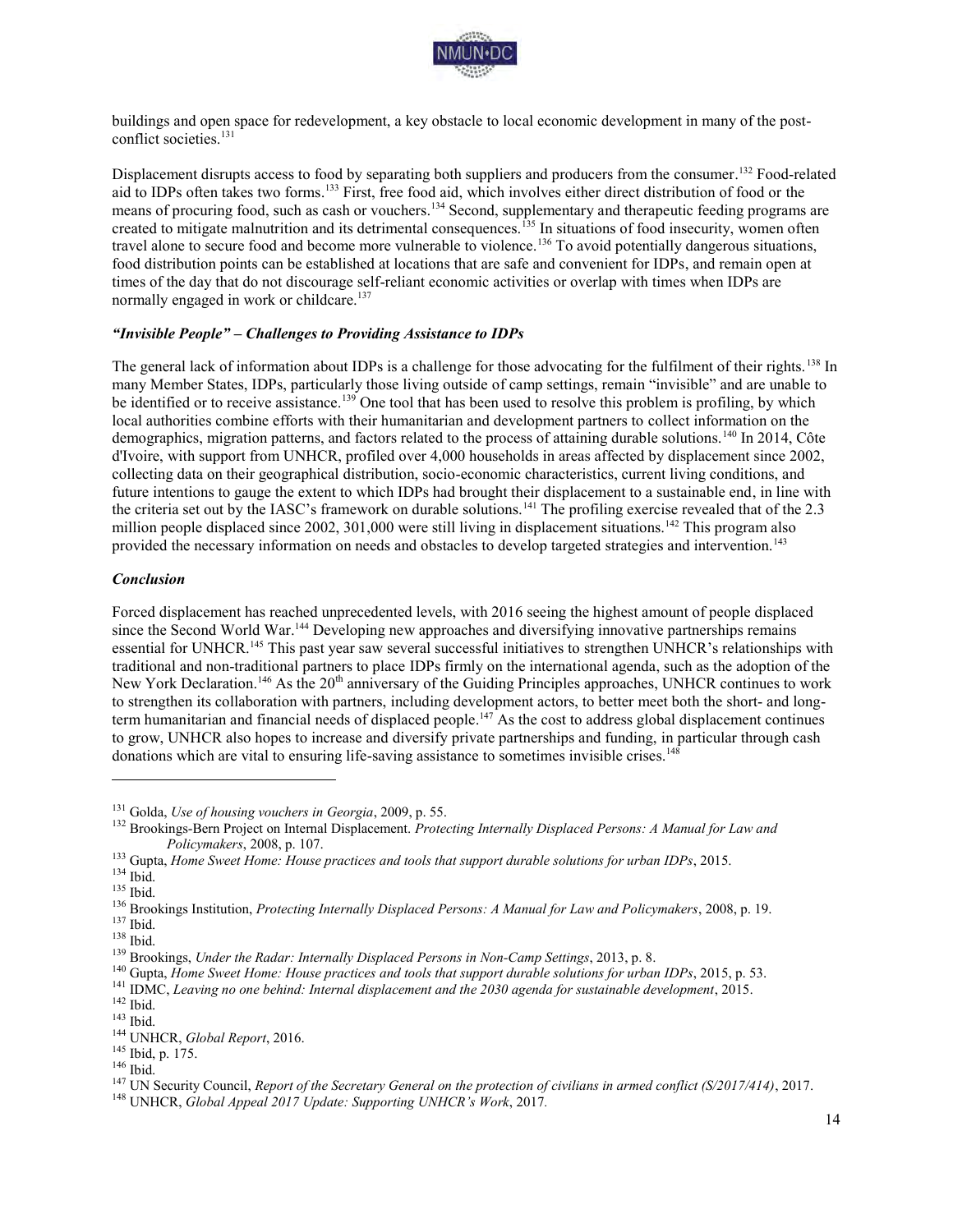buildings and open space for redevelopment, a key obstacle to local economic development in many of the post-conflict societies.[131]

Displacement disrupts access to food by separating both suppliers and producers from the consumer.[132] Food-related aid to IDPs often takes two forms.[133] First, free food aid, which involves either direct distribution of food or the means of procuring food, such as cash or vouchers.[134] Second, supplementary and therapeutic feeding programs are created to mitigate malnutrition and its detrimental consequences.[135] In situations of food insecurity, women often travel alone to secure food and become more vulnerable to violence.[136] To avoid potentially dangerous situations, food distribution points can be established at locations that are safe and convenient for IDPs, and remain open at times of the day that do not discourage self-reliant economic activities or overlap with times when IDPs are normally engaged in work or childcare.[137]

### *"Invisible People" – Challenges to Providing Assistance to IDPs*

The general lack of information about IDPs is a challenge for those advocating for the fulfilment of their rights.[138] In many Member States, IDPs, particularly those living outside of camp settings, remain "invisible" and are unable to be identified or to receive assistance.[139] One tool that has been used to resolve this problem is profiling, by which local authorities combine efforts with their humanitarian and development partners to collect information on the demographics, migration patterns, and factors related to the process of attaining durable solutions.[140] In 2014, Côte d'Ivoire, with support from UNHCR, profiled over 4,000 households in areas affected by displacement since 2002, collecting data on their geographical distribution, socio-economic characteristics, current living conditions, and future intentions to gauge the extent to which IDPs had brought their displacement to a sustainable end, in line with the criteria set out by the IASC's framework on durable solutions.[141] The profiling exercise revealed that of the 2.3 million people displaced since 2002, 301,000 were still living in displacement situations.[142] This program also provided the necessary information on needs and obstacles to develop targeted strategies and intervention.[143]

### *Conclusion*

Forced displacement has reached unprecedented levels, with 2016 seeing the highest amount of people displaced since the Second World War.[144] Developing new approaches and diversifying innovative partnerships remains essential for UNHCR.[145] This past year saw several successful initiatives to strengthen UNHCR's relationships with traditional and non-traditional partners to place IDPs firmly on the international agenda, such as the adoption of the New York Declaration.[146] As the 20th anniversary of the Guiding Principles approaches, UNHCR continues to work to strengthen its collaboration with partners, including development actors, to better meet both the short- and long-term humanitarian and financial needs of displaced people.[147] As the cost to address global displacement continues to grow, UNHCR also hopes to increase and diversify private partnerships and funding, in particular through cash donations which are vital to ensuring life-saving assistance to sometimes invisible crises.[148]

---

[131] Golda, *Use of housing vouchers in Georgia*, 2009, p. 55.
[132] Brookings-Bern Project on Internal Displacement. *Protecting Internally Displaced Persons: A Manual for Law and Policymakers*, 2008, p. 107.
[133] Gupta, *Home Sweet Home: House practices and tools that support durable solutions for urban IDPs*, 2015.
[134] Ibid.
[135] Ibid.
[136] Brookings Institution, *Protecting Internally Displaced Persons: A Manual for Law and Policymakers*, 2008, p. 19.
[137] Ibid.
[138] Ibid.
[139] Brookings, *Under the Radar: Internally Displaced Persons in Non-Camp Settings*, 2013, p. 8.
[140] Gupta, *Home Sweet Home: House practices and tools that support durable solutions for urban IDPs*, 2015, p. 53.
[141] IDMC, *Leaving no one behind: Internal displacement and the 2030 agenda for sustainable development*, 2015.
[142] Ibid.
[143] Ibid.
[144] UNHCR, *Global Report*, 2016.
[145] Ibid, p. 175.
[146] Ibid.
[147] UN Security Council, *Report of the Secretary General on the protection of civilians in armed conflict (S/2017/414)*, 2017.
[148] UNHCR, *Global Appeal 2017 Update: Supporting UNHCR's Work*, 2017.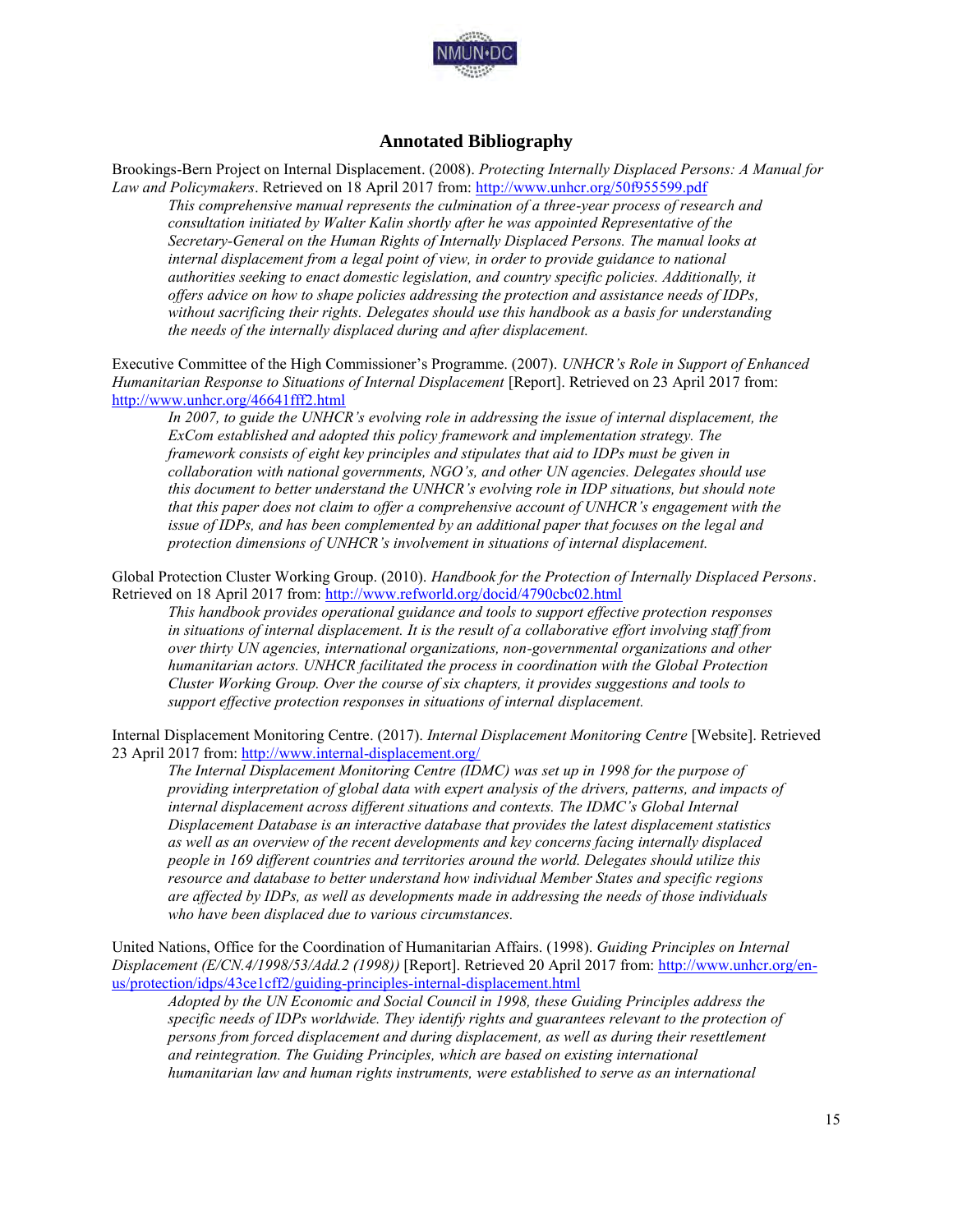## Annotated Bibliography

Brookings-Bern Project on Internal Displacement. (2008). *Protecting Internally Displaced Persons: A Manual for Law and Policymakers*. Retrieved on 18 April 2017 from: http://www.unhcr.org/50f955599.pdf

> *This comprehensive manual represents the culmination of a three-year process of research and consultation initiated by Walter Kalin shortly after he was appointed Representative of the Secretary-General on the Human Rights of Internally Displaced Persons. The manual looks at internal displacement from a legal point of view, in order to provide guidance to national authorities seeking to enact domestic legislation, and country specific policies. Additionally, it offers advice on how to shape policies addressing the protection and assistance needs of IDPs, without sacrificing their rights. Delegates should use this handbook as a basis for understanding the needs of the internally displaced during and after displacement.*

Executive Committee of the High Commissioner's Programme. (2007). *UNHCR's Role in Support of Enhanced Humanitarian Response to Situations of Internal Displacement* [Report]. Retrieved on 23 April 2017 from: http://www.unhcr.org/46641fff2.html

> *In 2007, to guide the UNHCR's evolving role in addressing the issue of internal displacement, the ExCom established and adopted this policy framework and implementation strategy. The framework consists of eight key principles and stipulates that aid to IDPs must be given in collaboration with national governments, NGO's, and other UN agencies. Delegates should use this document to better understand the UNHCR's evolving role in IDP situations, but should note that this paper does not claim to offer a comprehensive account of UNHCR's engagement with the issue of IDPs, and has been complemented by an additional paper that focuses on the legal and protection dimensions of UNHCR's involvement in situations of internal displacement.*

Global Protection Cluster Working Group. (2010). *Handbook for the Protection of Internally Displaced Persons*. Retrieved on 18 April 2017 from: http://www.refworld.org/docid/4790cbc02.html

> *This handbook provides operational guidance and tools to support effective protection responses in situations of internal displacement. It is the result of a collaborative effort involving staff from over thirty UN agencies, international organizations, non-governmental organizations and other humanitarian actors. UNHCR facilitated the process in coordination with the Global Protection Cluster Working Group. Over the course of six chapters, it provides suggestions and tools to support effective protection responses in situations of internal displacement.*

Internal Displacement Monitoring Centre. (2017). *Internal Displacement Monitoring Centre* [Website]. Retrieved 23 April 2017 from: http://www.internal-displacement.org/

> *The Internal Displacement Monitoring Centre (IDMC) was set up in 1998 for the purpose of providing interpretation of global data with expert analysis of the drivers, patterns, and impacts of internal displacement across different situations and contexts. The IDMC's Global Internal Displacement Database is an interactive database that provides the latest displacement statistics as well as an overview of the recent developments and key concerns facing internally displaced people in 169 different countries and territories around the world. Delegates should utilize this resource and database to better understand how individual Member States and specific regions are affected by IDPs, as well as developments made in addressing the needs of those individuals who have been displaced due to various circumstances.*

United Nations, Office for the Coordination of Humanitarian Affairs. (1998). *Guiding Principles on Internal Displacement (E/CN.4/1998/53/Add.2 (1998))* [Report]. Retrieved 20 April 2017 from: http://www.unhcr.org/en-us/protection/idps/43ce1cff2/guiding-principles-internal-displacement.html

> *Adopted by the UN Economic and Social Council in 1998, these Guiding Principles address the specific needs of IDPs worldwide. They identify rights and guarantees relevant to the protection of persons from forced displacement and during displacement, as well as during their resettlement and reintegration. The Guiding Principles, which are based on existing international humanitarian law and human rights instruments, were established to serve as an international*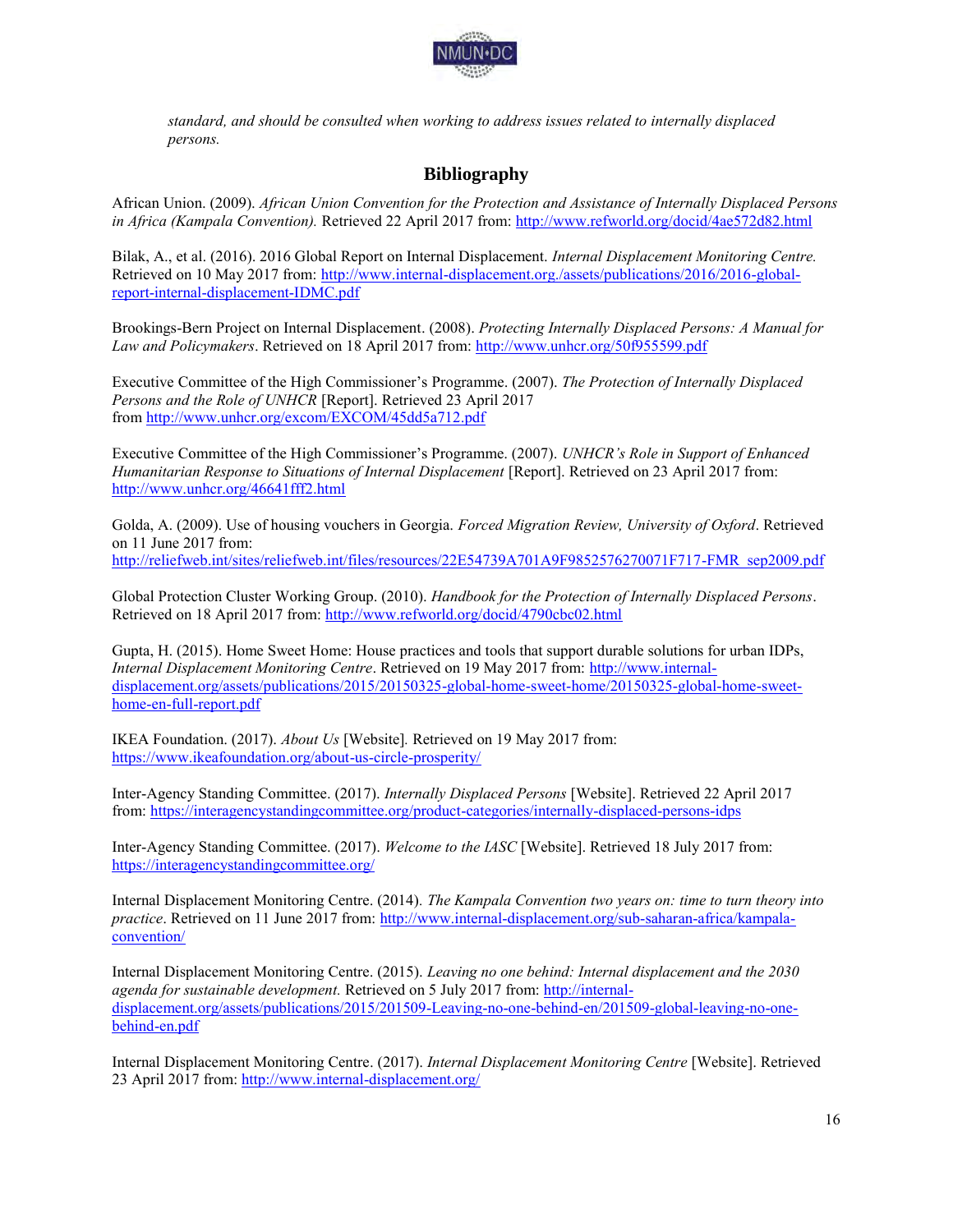*standard, and should be consulted when working to address issues related to internally displaced persons.*

## Bibliography

African Union. (2009). *African Union Convention for the Protection and Assistance of Internally Displaced Persons in Africa (Kampala Convention).* Retrieved 22 April 2017 from: http://www.refworld.org/docid/4ae572d82.html

Bilak, A., et al. (2016). 2016 Global Report on Internal Displacement. *Internal Displacement Monitoring Centre.* Retrieved on 10 May 2017 from: http://www.internal-displacement.org./assets/publications/2016/2016-global-report-internal-displacement-IDMC.pdf

Brookings-Bern Project on Internal Displacement. (2008). *Protecting Internally Displaced Persons: A Manual for Law and Policymakers*. Retrieved on 18 April 2017 from: http://www.unhcr.org/50f955599.pdf

Executive Committee of the High Commissioner's Programme. (2007). *The Protection of Internally Displaced Persons and the Role of UNHCR* [Report]. Retrieved 23 April 2017 from http://www.unhcr.org/excom/EXCOM/45dd5a712.pdf

Executive Committee of the High Commissioner's Programme. (2007). *UNHCR's Role in Support of Enhanced Humanitarian Response to Situations of Internal Displacement* [Report]. Retrieved on 23 April 2017 from: http://www.unhcr.org/46641fff2.html

Golda, A. (2009). Use of housing vouchers in Georgia. *Forced Migration Review, University of Oxford*. Retrieved on 11 June 2017 from: http://reliefweb.int/sites/reliefweb.int/files/resources/22E54739A701A9F9852576270071F717-FMR_sep2009.pdf

Global Protection Cluster Working Group. (2010). *Handbook for the Protection of Internally Displaced Persons*. Retrieved on 18 April 2017 from: http://www.refworld.org/docid/4790cbc02.html

Gupta, H. (2015). Home Sweet Home: House practices and tools that support durable solutions for urban IDPs, *Internal Displacement Monitoring Centre*. Retrieved on 19 May 2017 from: http://www.internal-displacement.org/assets/publications/2015/20150325-global-home-sweet-home/20150325-global-home-sweet-home-en-full-report.pdf

IKEA Foundation. (2017). *About Us* [Website]. Retrieved on 19 May 2017 from: https://www.ikeafoundation.org/about-us-circle-prosperity/

Inter-Agency Standing Committee. (2017). *Internally Displaced Persons* [Website]. Retrieved 22 April 2017 from: https://interagencystandingcommittee.org/product-categories/internally-displaced-persons-idps

Inter-Agency Standing Committee. (2017). *Welcome to the IASC* [Website]. Retrieved 18 July 2017 from: https://interagencystandingcommittee.org/

Internal Displacement Monitoring Centre. (2014). *The Kampala Convention two years on: time to turn theory into practice*. Retrieved on 11 June 2017 from: http://www.internal-displacement.org/sub-saharan-africa/kampala-convention/

Internal Displacement Monitoring Centre. (2015). *Leaving no one behind: Internal displacement and the 2030 agenda for sustainable development.* Retrieved on 5 July 2017 from: http://internal-displacement.org/assets/publications/2015/201509-Leaving-no-one-behind-en/201509-global-leaving-no-one-behind-en.pdf

Internal Displacement Monitoring Centre. (2017). *Internal Displacement Monitoring Centre* [Website]. Retrieved 23 April 2017 from: http://www.internal-displacement.org/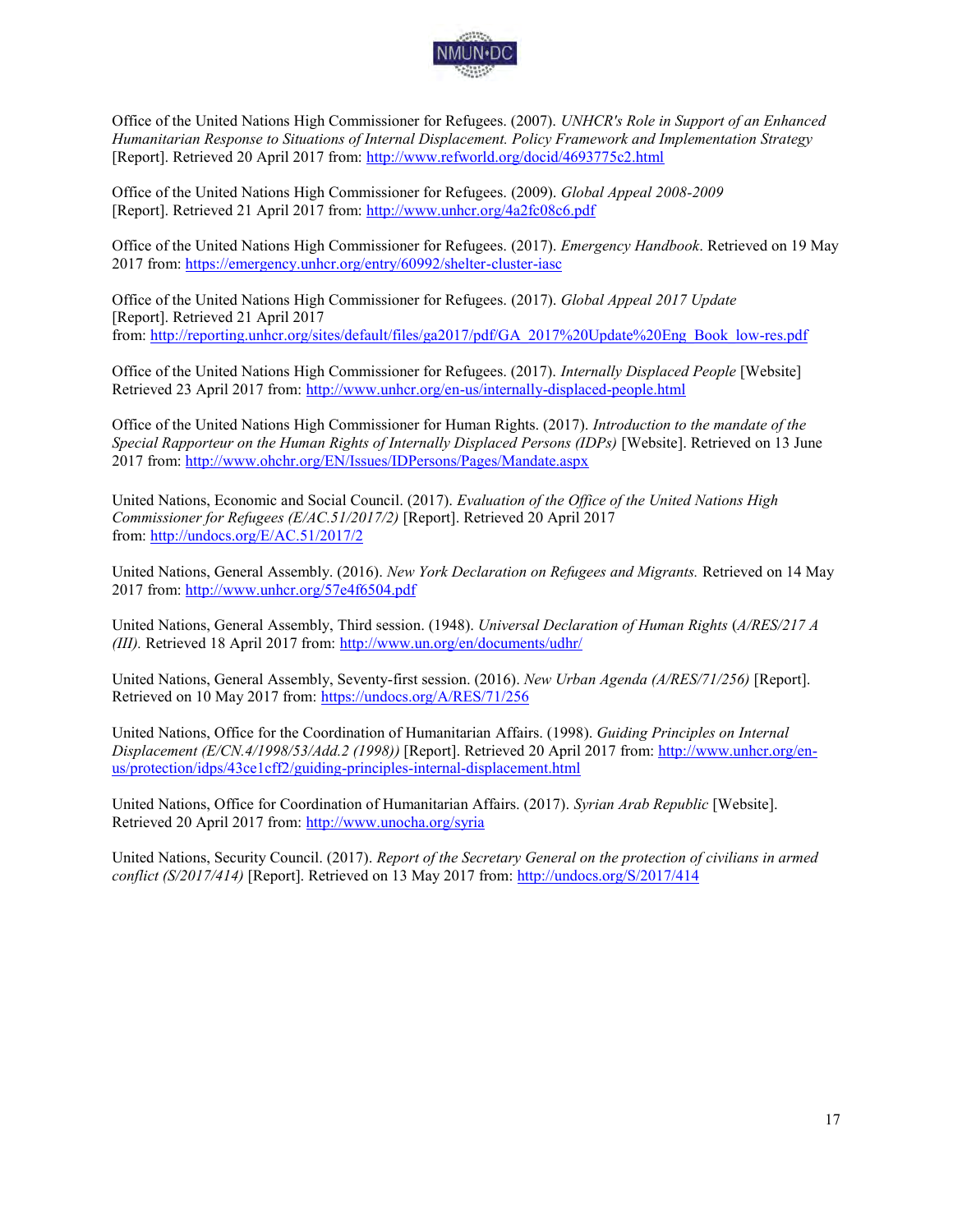Office of the United Nations High Commissioner for Refugees. (2007). *UNHCR's Role in Support of an Enhanced Humanitarian Response to Situations of Internal Displacement. Policy Framework and Implementation Strategy* [Report]. Retrieved 20 April 2017 from: http://www.refworld.org/docid/4693775c2.html

Office of the United Nations High Commissioner for Refugees. (2009). *Global Appeal 2008-2009* [Report]. Retrieved 21 April 2017 from: http://www.unhcr.org/4a2fc08c6.pdf

Office of the United Nations High Commissioner for Refugees. (2017). *Emergency Handbook*. Retrieved on 19 May 2017 from: https://emergency.unhcr.org/entry/60992/shelter-cluster-iasc

Office of the United Nations High Commissioner for Refugees. (2017). *Global Appeal 2017 Update* [Report]. Retrieved 21 April 2017 from: http://reporting.unhcr.org/sites/default/files/ga2017/pdf/GA_2017%20Update%20Eng_Book_low-res.pdf

Office of the United Nations High Commissioner for Refugees. (2017). *Internally Displaced People* [Website] Retrieved 23 April 2017 from: http://www.unhcr.org/en-us/internally-displaced-people.html

Office of the United Nations High Commissioner for Human Rights. (2017). *Introduction to the mandate of the Special Rapporteur on the Human Rights of Internally Displaced Persons (IDPs)* [Website]. Retrieved on 13 June 2017 from: http://www.ohchr.org/EN/Issues/IDPersons/Pages/Mandate.aspx

United Nations, Economic and Social Council. (2017). *Evaluation of the Office of the United Nations High Commissioner for Refugees (E/AC.51/2017/2)* [Report]. Retrieved 20 April 2017 from: http://undocs.org/E/AC.51/2017/2

United Nations, General Assembly. (2016). *New York Declaration on Refugees and Migrants.* Retrieved on 14 May 2017 from: http://www.unhcr.org/57e4f6504.pdf

United Nations, General Assembly, Third session. (1948). *Universal Declaration of Human Rights* (*A/RES/217 A (III).* Retrieved 18 April 2017 from: http://www.un.org/en/documents/udhr/

United Nations, General Assembly, Seventy-first session. (2016). *New Urban Agenda (A/RES/71/256)* [Report]. Retrieved on 10 May 2017 from: https://undocs.org/A/RES/71/256

United Nations, Office for the Coordination of Humanitarian Affairs. (1998). *Guiding Principles on Internal Displacement (E/CN.4/1998/53/Add.2 (1998))* [Report]. Retrieved 20 April 2017 from: http://www.unhcr.org/en-us/protection/idps/43ce1cff2/guiding-principles-internal-displacement.html

United Nations, Office for Coordination of Humanitarian Affairs. (2017). *Syrian Arab Republic* [Website]. Retrieved 20 April 2017 from: http://www.unocha.org/syria

United Nations, Security Council. (2017). *Report of the Secretary General on the protection of civilians in armed conflict (S/2017/414)* [Report]. Retrieved on 13 May 2017 from: http://undocs.org/S/2017/414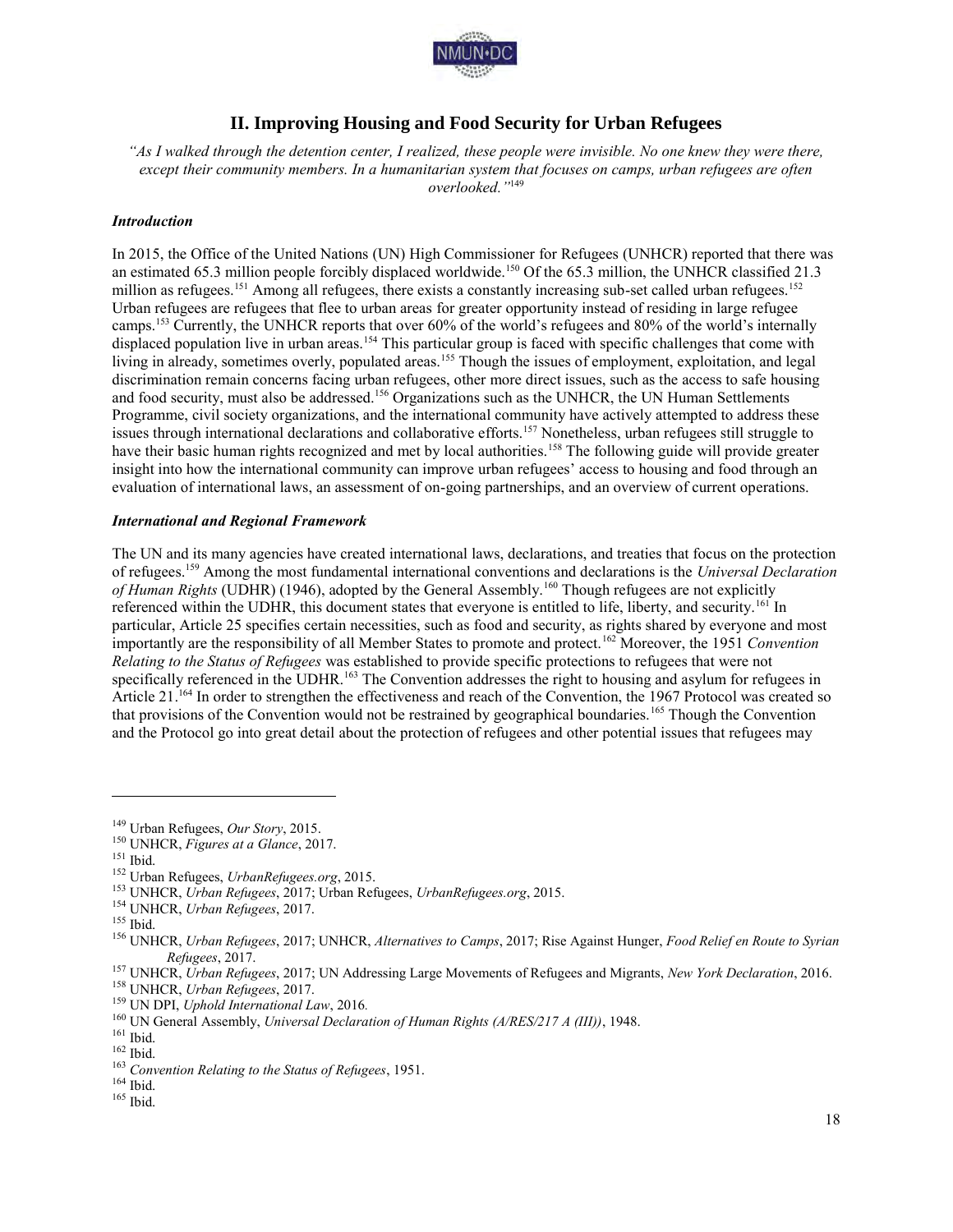## II. Improving Housing and Food Security for Urban Refugees

*"As I walked through the detention center, I realized, these people were invisible. No one knew they were there, except their community members. In a humanitarian system that focuses on camps, urban refugees are often overlooked."*[149]

### *Introduction*

In 2015, the Office of the United Nations (UN) High Commissioner for Refugees (UNHCR) reported that there was an estimated 65.3 million people forcibly displaced worldwide.[150] Of the 65.3 million, the UNHCR classified 21.3 million as refugees.[151] Among all refugees, there exists a constantly increasing sub-set called urban refugees.[152] Urban refugees are refugees that flee to urban areas for greater opportunity instead of residing in large refugee camps.[153] Currently, the UNHCR reports that over 60% of the world's refugees and 80% of the world's internally displaced population live in urban areas.[154] This particular group is faced with specific challenges that come with living in already, sometimes overly, populated areas.[155] Though the issues of employment, exploitation, and legal discrimination remain concerns facing urban refugees, other more direct issues, such as the access to safe housing and food security, must also be addressed.[156] Organizations such as the UNHCR, the UN Human Settlements Programme, civil society organizations, and the international community have actively attempted to address these issues through international declarations and collaborative efforts.[157] Nonetheless, urban refugees still struggle to have their basic human rights recognized and met by local authorities.[158] The following guide will provide greater insight into how the international community can improve urban refugees' access to housing and food through an evaluation of international laws, an assessment of on-going partnerships, and an overview of current operations.

### *International and Regional Framework*

The UN and its many agencies have created international laws, declarations, and treaties that focus on the protection of refugees.[159] Among the most fundamental international conventions and declarations is the *Universal Declaration of Human Rights* (UDHR) (1946), adopted by the General Assembly.[160] Though refugees are not explicitly referenced within the UDHR, this document states that everyone is entitled to life, liberty, and security.[161] In particular, Article 25 specifies certain necessities, such as food and security, as rights shared by everyone and most importantly are the responsibility of all Member States to promote and protect.[162] Moreover, the 1951 *Convention Relating to the Status of Refugees* was established to provide specific protections to refugees that were not specifically referenced in the UDHR.[163] The Convention addresses the right to housing and asylum for refugees in Article 21.[164] In order to strengthen the effectiveness and reach of the Convention, the 1967 Protocol was created so that provisions of the Convention would not be restrained by geographical boundaries.[165] Though the Convention and the Protocol go into great detail about the protection of refugees and other potential issues that refugees may

---

[149] Urban Refugees, *Our Story*, 2015.
[150] UNHCR, *Figures at a Glance*, 2017.
[151] Ibid.
[152] Urban Refugees, *UrbanRefugees.org*, 2015.
[153] UNHCR, *Urban Refugees*, 2017; Urban Refugees, *UrbanRefugees.org*, 2015.
[154] UNHCR, *Urban Refugees*, 2017.
[155] Ibid.
[156] UNHCR, *Urban Refugees*, 2017; UNHCR, *Alternatives to Camps*, 2017; Rise Against Hunger, *Food Relief en Route to Syrian Refugees*, 2017.
[157] UNHCR, *Urban Refugees*, 2017; UN Addressing Large Movements of Refugees and Migrants, *New York Declaration*, 2016.
[158] UNHCR, *Urban Refugees*, 2017.
[159] UN DPI, *Uphold International Law*, 2016.
[160] UN General Assembly, *Universal Declaration of Human Rights (A/RES/217 A (III))*, 1948.
[161] Ibid.
[162] Ibid.
[163] *Convention Relating to the Status of Refugees*, 1951.
[164] Ibid.
[165] Ibid.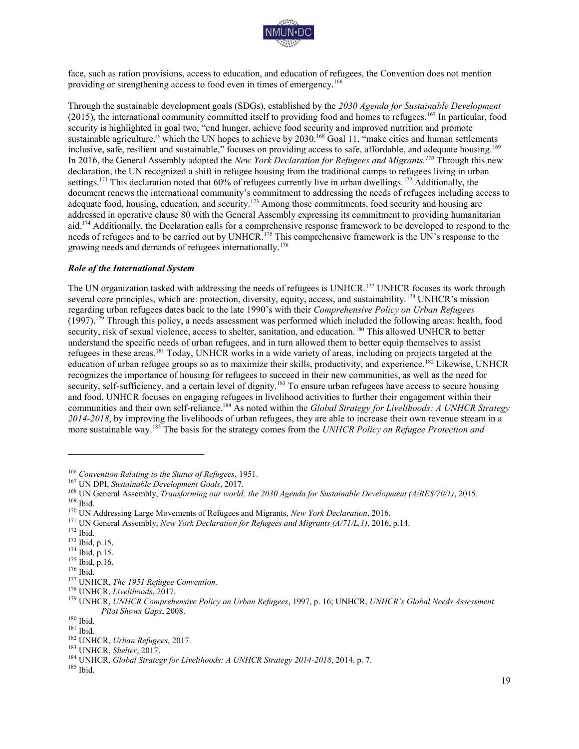face, such as ration provisions, access to education, and education of refugees, the Convention does not mention providing or strengthening access to food even in times of emergency.[166]

Through the sustainable development goals (SDGs), established by the *2030 Agenda for Sustainable Development* (2015), the international community committed itself to providing food and homes to refugees.[167] In particular, food security is highlighted in goal two, "end hunger, achieve food security and improved nutrition and promote sustainable agriculture," which the UN hopes to achieve by 2030.[168] Goal 11, "make cities and human settlements inclusive, safe, resilient and sustainable," focuses on providing access to safe, affordable, and adequate housing.[169] In 2016, the General Assembly adopted the *New York Declaration for Refugees and Migrants.*[170] Through this new declaration, the UN recognized a shift in refugee housing from the traditional camps to refugees living in urban settings.[171] This declaration noted that 60% of refugees currently live in urban dwellings.[172] Additionally, the document renews the international community's commitment to addressing the needs of refugees including access to adequate food, housing, education, and security.[173] Among those commitments, food security and housing are addressed in operative clause 80 with the General Assembly expressing its commitment to providing humanitarian aid.[174] Additionally, the Declaration calls for a comprehensive response framework to be developed to respond to the needs of refugees and to be carried out by UNHCR.[175] This comprehensive framework is the UN's response to the growing needs and demands of refugees internationally.[176]

### *Role of the International System*

The UN organization tasked with addressing the needs of refugees is UNHCR.[177] UNHCR focuses its work through several core principles, which are: protection, diversity, equity, access, and sustainability.[178] UNHCR's mission regarding urban refugees dates back to the late 1990's with their *Comprehensive Policy on Urban Refugees* (1997).[179] Through this policy, a needs assessment was performed which included the following areas: health, food security, risk of sexual violence, access to shelter, sanitation, and education.[180] This allowed UNHCR to better understand the specific needs of urban refugees, and in turn allowed them to better equip themselves to assist refugees in these areas.[181] Today, UNHCR works in a wide variety of areas, including on projects targeted at the education of urban refugee groups so as to maximize their skills, productivity, and experience.[182] Likewise, UNHCR recognizes the importance of housing for refugees to succeed in their new communities, as well as the need for security, self-sufficiency, and a certain level of dignity.[183] To ensure urban refugees have access to secure housing and food, UNHCR focuses on engaging refugees in livelihood activities to further their engagement within their communities and their own self-reliance.[184] As noted within the *Global Strategy for Livelihoods: A UNHCR Strategy 2014-2018*, by improving the livelihoods of urban refugees, they are able to increase their own revenue stream in a more sustainable way.[185] The basis for the strategy comes from the *UNHCR Policy on Refugee Protection and*

---

[166] *Convention Relating to the Status of Refugees*, 1951.
[167] UN DPI, *Sustainable Development Goals*, 2017.
[168] UN General Assembly, *Transforming our world: the 2030 Agenda for Sustainable Development (A/RES/70/1)*, 2015.
[169] Ibid.
[170] UN Addressing Large Movements of Refugees and Migrants, *New York Declaration*, 2016.
[171] UN General Assembly, *New York Declaration for Refugees and Migrants (A/71/L.1)*, 2016, p.14.
[172] Ibid.
[173] Ibid, p.15.
[174] Ibid, p.15.
[175] Ibid, p.16.
[176] Ibid.
[177] UNHCR, *The 1951 Refugee Convention*.
[178] UNHCR, *Livelihoods*, 2017.
[179] UNHCR, *UNHCR Comprehensive Policy on Urban Refugees*, 1997, p. 16; UNHCR, *UNHCR's Global Needs Assessment Pilot Shows Gaps*, 2008.
[180] Ibid.
[181] Ibid.
[182] UNHCR, *Urban Refugees*, 2017.
[183] UNHCR, *Shelter*, 2017.
[184] UNHCR, *Global Strategy for Livelihoods: A UNHCR Strategy 2014-2018*, 2014. p. 7.
[185] Ibid.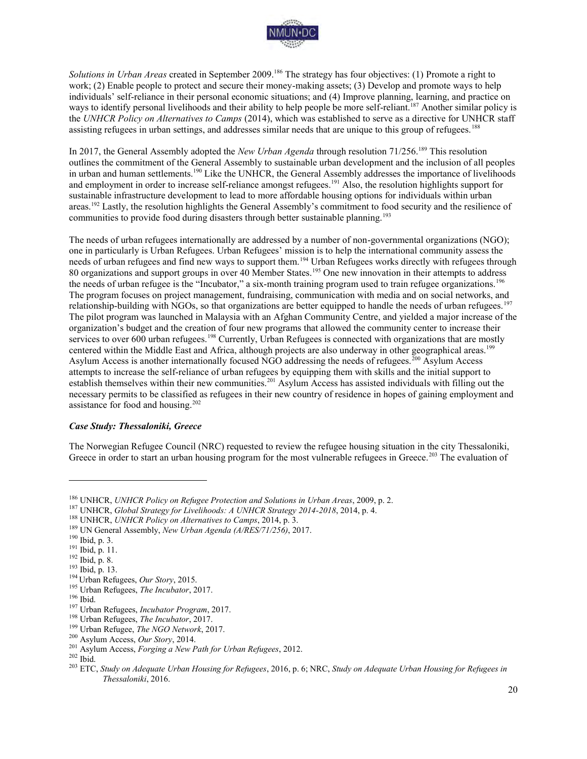*Solutions in Urban Areas* created in September 2009.[186] The strategy has four objectives: (1) Promote a right to work; (2) Enable people to protect and secure their money-making assets; (3) Develop and promote ways to help individuals' self-reliance in their personal economic situations; and (4) Improve planning, learning, and practice on ways to identify personal livelihoods and their ability to help people be more self-reliant.[187] Another similar policy is the *UNHCR Policy on Alternatives to Camps* (2014), which was established to serve as a directive for UNHCR staff assisting refugees in urban settings, and addresses similar needs that are unique to this group of refugees.[188]

In 2017, the General Assembly adopted the *New Urban Agenda* through resolution 71/256.[189] This resolution outlines the commitment of the General Assembly to sustainable urban development and the inclusion of all peoples in urban and human settlements.[190] Like the UNHCR, the General Assembly addresses the importance of livelihoods and employment in order to increase self-reliance amongst refugees.[191] Also, the resolution highlights support for sustainable infrastructure development to lead to more affordable housing options for individuals within urban areas.[192] Lastly, the resolution highlights the General Assembly's commitment to food security and the resilience of communities to provide food during disasters through better sustainable planning.[193]

The needs of urban refugees internationally are addressed by a number of non-governmental organizations (NGO); one in particularly is Urban Refugees. Urban Refugees' mission is to help the international community assess the needs of urban refugees and find new ways to support them.[194] Urban Refugees works directly with refugees through 80 organizations and support groups in over 40 Member States.[195] One new innovation in their attempts to address the needs of urban refugee is the "Incubator," a six-month training program used to train refugee organizations.[196] The program focuses on project management, fundraising, communication with media and on social networks, and relationship-building with NGOs, so that organizations are better equipped to handle the needs of urban refugees.[197] The pilot program was launched in Malaysia with an Afghan Community Centre, and yielded a major increase of the organization's budget and the creation of four new programs that allowed the community center to increase their services to over 600 urban refugees.[198] Currently, Urban Refugees is connected with organizations that are mostly centered within the Middle East and Africa, although projects are also underway in other geographical areas.[199] Asylum Access is another internationally focused NGO addressing the needs of refugees.[200] Asylum Access attempts to increase the self-reliance of urban refugees by equipping them with skills and the initial support to establish themselves within their new communities.[201] Asylum Access has assisted individuals with filling out the necessary permits to be classified as refugees in their new country of residence in hopes of gaining employment and assistance for food and housing.[202]

### *Case Study: Thessaloniki, Greece*

The Norwegian Refugee Council (NRC) requested to review the refugee housing situation in the city Thessaloniki, Greece in order to start an urban housing program for the most vulnerable refugees in Greece.[203] The evaluation of

---

[186] UNHCR, *UNHCR Policy on Refugee Protection and Solutions in Urban Areas*, 2009, p. 2.
[187] UNHCR, *Global Strategy for Livelihoods: A UNHCR Strategy 2014-2018*, 2014, p. 4.
[188] UNHCR, *UNHCR Policy on Alternatives to Camps*, 2014, p. 3.
[189] UN General Assembly, *New Urban Agenda (A/RES/71/256)*, 2017.
[190] Ibid, p. 3.
[191] Ibid, p. 11.
[192] Ibid, p. 8.
[193] Ibid, p. 13.
[194] Urban Refugees, *Our Story*, 2015.
[195] Urban Refugees, *The Incubator*, 2017.
[196] Ibid.
[197] Urban Refugees, *Incubator Program*, 2017.
[198] Urban Refugees, *The Incubator*, 2017.
[199] Urban Refugee, *The NGO Network*, 2017.
[200] Asylum Access, *Our Story*, 2014.
[201] Asylum Access, *Forging a New Path for Urban Refugees*, 2012.
[202] Ibid.
[203] ETC, *Study on Adequate Urban Housing for Refugees*, 2016, p. 6; NRC, *Study on Adequate Urban Housing for Refugees in Thessaloniki*, 2016.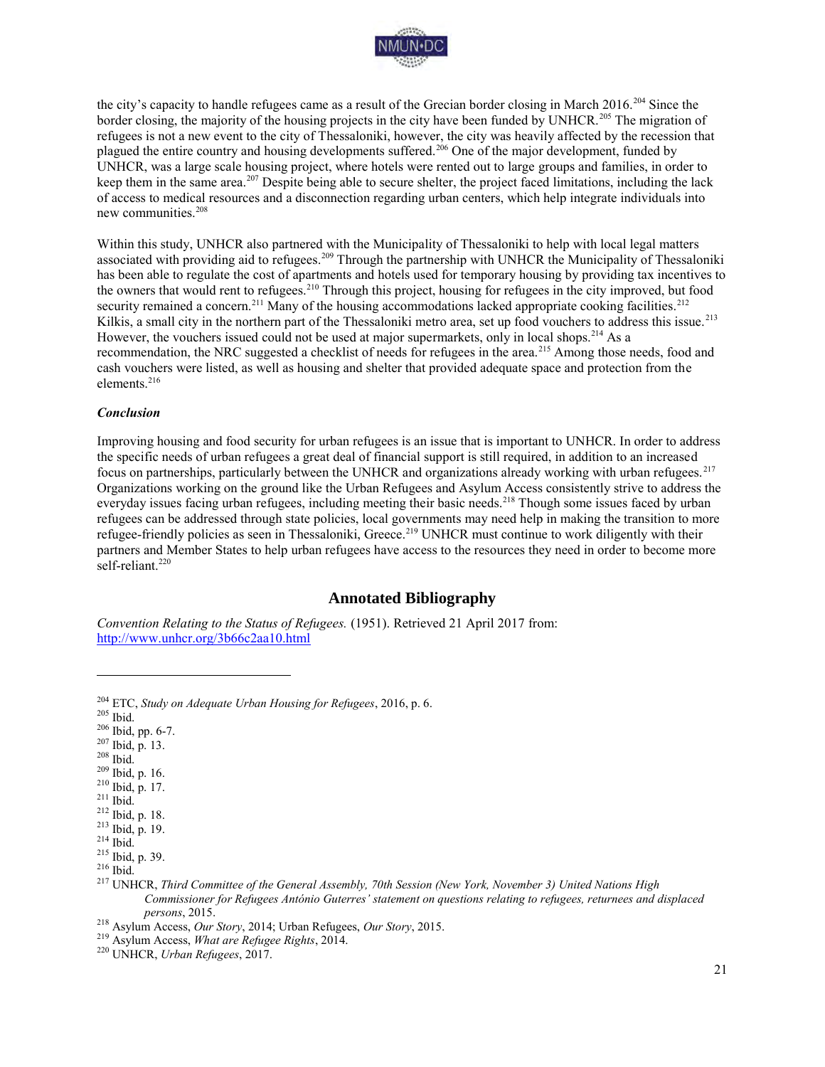the city's capacity to handle refugees came as a result of the Grecian border closing in March 2016.[204] Since the border closing, the majority of the housing projects in the city have been funded by UNHCR.[205] The migration of refugees is not a new event to the city of Thessaloniki, however, the city was heavily affected by the recession that plagued the entire country and housing developments suffered.[206] One of the major development, funded by UNHCR, was a large scale housing project, where hotels were rented out to large groups and families, in order to keep them in the same area.[207] Despite being able to secure shelter, the project faced limitations, including the lack of access to medical resources and a disconnection regarding urban centers, which help integrate individuals into new communities.[208]

Within this study, UNHCR also partnered with the Municipality of Thessaloniki to help with local legal matters associated with providing aid to refugees.[209] Through the partnership with UNHCR the Municipality of Thessaloniki has been able to regulate the cost of apartments and hotels used for temporary housing by providing tax incentives to the owners that would rent to refugees.[210] Through this project, housing for refugees in the city improved, but food security remained a concern.[211] Many of the housing accommodations lacked appropriate cooking facilities.[212] Kilkis, a small city in the northern part of the Thessaloniki metro area, set up food vouchers to address this issue.[213] However, the vouchers issued could not be used at major supermarkets, only in local shops.[214] As a recommendation, the NRC suggested a checklist of needs for refugees in the area.[215] Among those needs, food and cash vouchers were listed, as well as housing and shelter that provided adequate space and protection from the elements.[216]

### *Conclusion*

Improving housing and food security for urban refugees is an issue that is important to UNHCR. In order to address the specific needs of urban refugees a great deal of financial support is still required, in addition to an increased focus on partnerships, particularly between the UNHCR and organizations already working with urban refugees.[217] Organizations working on the ground like the Urban Refugees and Asylum Access consistently strive to address the everyday issues facing urban refugees, including meeting their basic needs.[218] Though some issues faced by urban refugees can be addressed through state policies, local governments may need help in making the transition to more refugee-friendly policies as seen in Thessaloniki, Greece.[219] UNHCR must continue to work diligently with their partners and Member States to help urban refugees have access to the resources they need in order to become more self-reliant.[220]

## Annotated Bibliography

*Convention Relating to the Status of Refugees.* (1951). Retrieved 21 April 2017 from: http://www.unhcr.org/3b66c2aa10.html

---

[204] ETC, *Study on Adequate Urban Housing for Refugees*, 2016, p. 6.
[205] Ibid.
[206] Ibid, pp. 6-7.
[207] Ibid, p. 13.
[208] Ibid.
[209] Ibid, p. 16.
[210] Ibid, p. 17.
[211] Ibid.
[212] Ibid, p. 18.
[213] Ibid, p. 19.
[214] Ibid.
[215] Ibid, p. 39.
[216] Ibid.
[217] UNHCR, *Third Committee of the General Assembly, 70th Session (New York, November 3) United Nations High Commissioner for Refugees António Guterres' statement on questions relating to refugees, returnees and displaced persons*, 2015.
[218] Asylum Access, *Our Story*, 2014; Urban Refugees, *Our Story*, 2015.
[219] Asylum Access, *What are Refugee Rights*, 2014.
[220] UNHCR, *Urban Refugees*, 2017.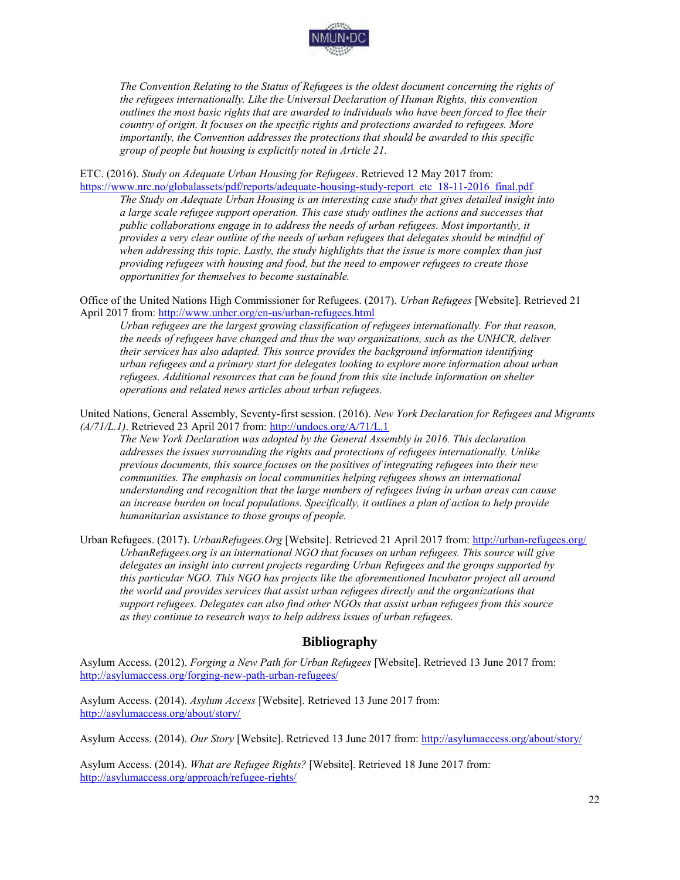*The Convention Relating to the Status of Refugees is the oldest document concerning the rights of the refugees internationally. Like the Universal Declaration of Human Rights, this convention outlines the most basic rights that are awarded to individuals who have been forced to flee their country of origin. It focuses on the specific rights and protections awarded to refugees. More importantly, the Convention addresses the protections that should be awarded to this specific group of people but housing is explicitly noted in Article 21.*

ETC. (2016). *Study on Adequate Urban Housing for Refugees*. Retrieved 12 May 2017 from: https://www.nrc.no/globalassets/pdf/reports/adequate-housing-study-report_etc_18-11-2016_final.pdf

*The Study on Adequate Urban Housing is an interesting case study that gives detailed insight into a large scale refugee support operation. This case study outlines the actions and successes that public collaborations engage in to address the needs of urban refugees. Most importantly, it provides a very clear outline of the needs of urban refugees that delegates should be mindful of when addressing this topic. Lastly, the study highlights that the issue is more complex than just providing refugees with housing and food, but the need to empower refugees to create those opportunities for themselves to become sustainable.*

Office of the United Nations High Commissioner for Refugees. (2017). *Urban Refugees* [Website]. Retrieved 21 April 2017 from: http://www.unhcr.org/en-us/urban-refugees.html

*Urban refugees are the largest growing classification of refugees internationally. For that reason, the needs of refugees have changed and thus the way organizations, such as the UNHCR, deliver their services has also adapted. This source provides the background information identifying urban refugees and a primary start for delegates looking to explore more information about urban refugees. Additional resources that can be found from this site include information on shelter operations and related news articles about urban refugees.*

United Nations, General Assembly, Seventy-first session. (2016). *New York Declaration for Refugees and Migrants (A/71/L.1)*. Retrieved 23 April 2017 from: http://undocs.org/A/71/L.1

*The New York Declaration was adopted by the General Assembly in 2016. This declaration addresses the issues surrounding the rights and protections of refugees internationally. Unlike previous documents, this source focuses on the positives of integrating refugees into their new communities. The emphasis on local communities helping refugees shows an international understanding and recognition that the large numbers of refugees living in urban areas can cause an increase burden on local populations. Specifically, it outlines a plan of action to help provide humanitarian assistance to those groups of people.*

Urban Refugees. (2017). *UrbanRefugees.Org* [Website]. Retrieved 21 April 2017 from: http://urban-refugees.org/

*UrbanRefugees.org is an international NGO that focuses on urban refugees. This source will give delegates an insight into current projects regarding Urban Refugees and the groups supported by this particular NGO. This NGO has projects like the aforementioned Incubator project all around the world and provides services that assist urban refugees directly and the organizations that support refugees. Delegates can also find other NGOs that assist urban refugees from this source as they continue to research ways to help address issues of urban refugees.*

## Bibliography

Asylum Access. (2012). *Forging a New Path for Urban Refugees* [Website]. Retrieved 13 June 2017 from: http://asylumaccess.org/forging-new-path-urban-refugees/

Asylum Access. (2014). *Asylum Access* [Website]. Retrieved 13 June 2017 from: http://asylumaccess.org/about/story/

Asylum Access. (2014). *Our Story* [Website]. Retrieved 13 June 2017 from: http://asylumaccess.org/about/story/

Asylum Access. (2014). *What are Refugee Rights?* [Website]. Retrieved 18 June 2017 from: http://asylumaccess.org/approach/refugee-rights/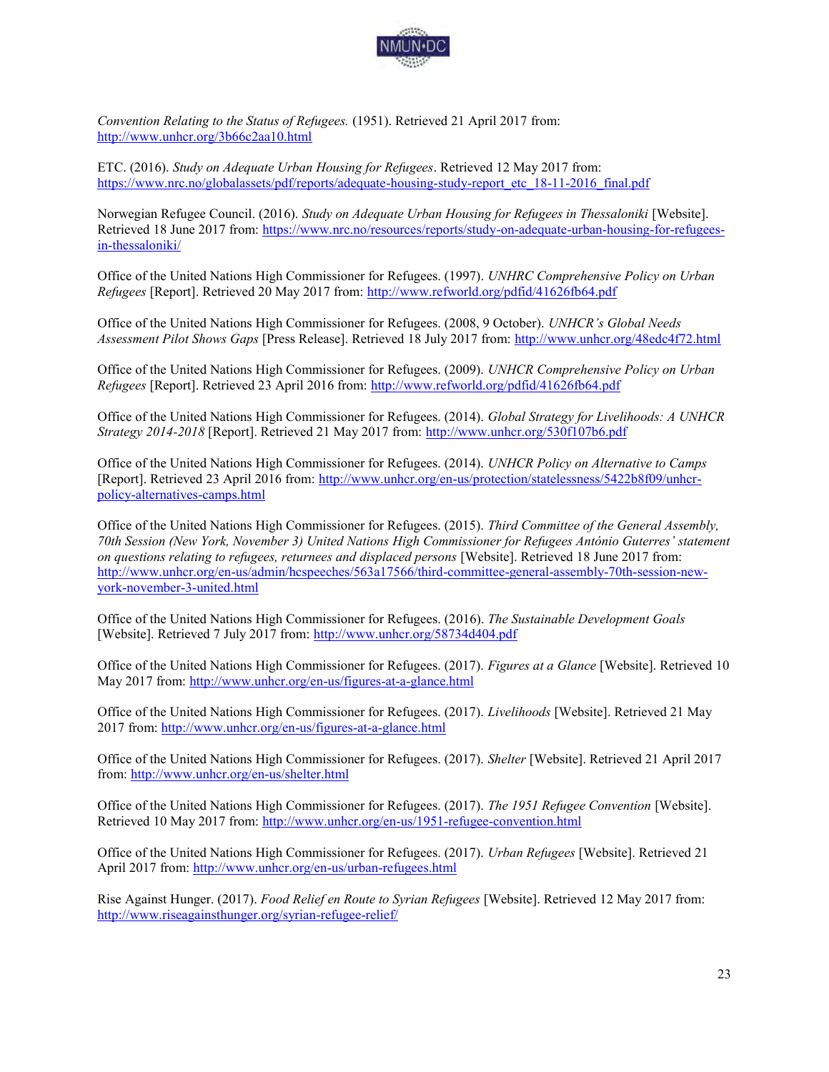*Convention Relating to the Status of Refugees.* (1951). Retrieved 21 April 2017 from: http://www.unhcr.org/3b66c2aa10.html

ETC. (2016). *Study on Adequate Urban Housing for Refugees*. Retrieved 12 May 2017 from: https://www.nrc.no/globalassets/pdf/reports/adequate-housing-study-report_etc_18-11-2016_final.pdf

Norwegian Refugee Council. (2016). *Study on Adequate Urban Housing for Refugees in Thessaloniki* [Website]. Retrieved 18 June 2017 from: https://www.nrc.no/resources/reports/study-on-adequate-urban-housing-for-refugees-in-thessaloniki/

Office of the United Nations High Commissioner for Refugees. (1997). *UNHRC Comprehensive Policy on Urban Refugees* [Report]. Retrieved 20 May 2017 from: http://www.refworld.org/pdfid/41626fb64.pdf

Office of the United Nations High Commissioner for Refugees. (2008, 9 October). *UNHCR's Global Needs Assessment Pilot Shows Gaps* [Press Release]. Retrieved 18 July 2017 from: http://www.unhcr.org/48edc4f72.html

Office of the United Nations High Commissioner for Refugees. (2009). *UNHCR Comprehensive Policy on Urban Refugees* [Report]. Retrieved 23 April 2016 from: http://www.refworld.org/pdfid/41626fb64.pdf

Office of the United Nations High Commissioner for Refugees. (2014). *Global Strategy for Livelihoods: A UNHCR Strategy 2014-2018* [Report]. Retrieved 21 May 2017 from: http://www.unhcr.org/530f107b6.pdf

Office of the United Nations High Commissioner for Refugees. (2014). *UNHCR Policy on Alternative to Camps* [Report]. Retrieved 23 April 2016 from: http://www.unhcr.org/en-us/protection/statelessness/5422b8f09/unhcr-policy-alternatives-camps.html

Office of the United Nations High Commissioner for Refugees. (2015). *Third Committee of the General Assembly, 70th Session (New York, November 3) United Nations High Commissioner for Refugees António Guterres' statement on questions relating to refugees, returnees and displaced persons* [Website]. Retrieved 18 June 2017 from: http://www.unhcr.org/en-us/admin/hcspeeches/563a17566/third-committee-general-assembly-70th-session-new-york-november-3-united.html

Office of the United Nations High Commissioner for Refugees. (2016). *The Sustainable Development Goals* [Website]. Retrieved 7 July 2017 from: http://www.unhcr.org/58734d404.pdf

Office of the United Nations High Commissioner for Refugees. (2017). *Figures at a Glance* [Website]. Retrieved 10 May 2017 from: http://www.unhcr.org/en-us/figures-at-a-glance.html

Office of the United Nations High Commissioner for Refugees. (2017). *Livelihoods* [Website]. Retrieved 21 May 2017 from: http://www.unhcr.org/en-us/figures-at-a-glance.html

Office of the United Nations High Commissioner for Refugees. (2017). *Shelter* [Website]. Retrieved 21 April 2017 from: http://www.unhcr.org/en-us/shelter.html

Office of the United Nations High Commissioner for Refugees. (2017). *The 1951 Refugee Convention* [Website]. Retrieved 10 May 2017 from: http://www.unhcr.org/en-us/1951-refugee-convention.html

Office of the United Nations High Commissioner for Refugees. (2017). *Urban Refugees* [Website]. Retrieved 21 April 2017 from: http://www.unhcr.org/en-us/urban-refugees.html

Rise Against Hunger. (2017). *Food Relief en Route to Syrian Refugees* [Website]. Retrieved 12 May 2017 from: http://www.riseagainsthunger.org/syrian-refugee-relief/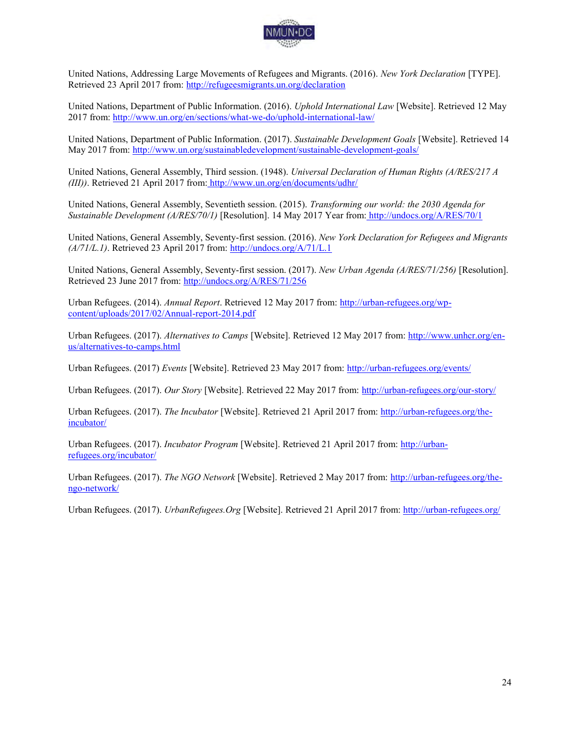United Nations, Addressing Large Movements of Refugees and Migrants. (2016). *New York Declaration* [TYPE]. Retrieved 23 April 2017 from: http://refugeesmigrants.un.org/declaration

United Nations, Department of Public Information. (2016). *Uphold International Law* [Website]. Retrieved 12 May 2017 from: http://www.un.org/en/sections/what-we-do/uphold-international-law/

United Nations, Department of Public Information. (2017). *Sustainable Development Goals* [Website]. Retrieved 14 May 2017 from: http://www.un.org/sustainabledevelopment/sustainable-development-goals/

United Nations, General Assembly, Third session. (1948). *Universal Declaration of Human Rights (A/RES/217 A (III))*. Retrieved 21 April 2017 from: http://www.un.org/en/documents/udhr/

United Nations, General Assembly, Seventieth session. (2015). *Transforming our world: the 2030 Agenda for Sustainable Development (A/RES/70/1)* [Resolution]. 14 May 2017 Year from: http://undocs.org/A/RES/70/1

United Nations, General Assembly, Seventy-first session. (2016). *New York Declaration for Refugees and Migrants (A/71/L.1)*. Retrieved 23 April 2017 from: http://undocs.org/A/71/L.1

United Nations, General Assembly, Seventy-first session. (2017). *New Urban Agenda (A/RES/71/256)* [Resolution]. Retrieved 23 June 2017 from: http://undocs.org/A/RES/71/256

Urban Refugees. (2014). *Annual Report*. Retrieved 12 May 2017 from: http://urban-refugees.org/wp-content/uploads/2017/02/Annual-report-2014.pdf

Urban Refugees. (2017). *Alternatives to Camps* [Website]. Retrieved 12 May 2017 from: http://www.unhcr.org/en-us/alternatives-to-camps.html

Urban Refugees. (2017) *Events* [Website]. Retrieved 23 May 2017 from: http://urban-refugees.org/events/

Urban Refugees. (2017). *Our Story* [Website]. Retrieved 22 May 2017 from: http://urban-refugees.org/our-story/

Urban Refugees. (2017). *The Incubator* [Website]. Retrieved 21 April 2017 from: http://urban-refugees.org/the-incubator/

Urban Refugees. (2017). *Incubator Program* [Website]. Retrieved 21 April 2017 from: http://urban-refugees.org/incubator/

Urban Refugees. (2017). *The NGO Network* [Website]. Retrieved 2 May 2017 from: http://urban-refugees.org/the-ngo-network/

Urban Refugees. (2017). *UrbanRefugees.Org* [Website]. Retrieved 21 April 2017 from: http://urban-refugees.org/